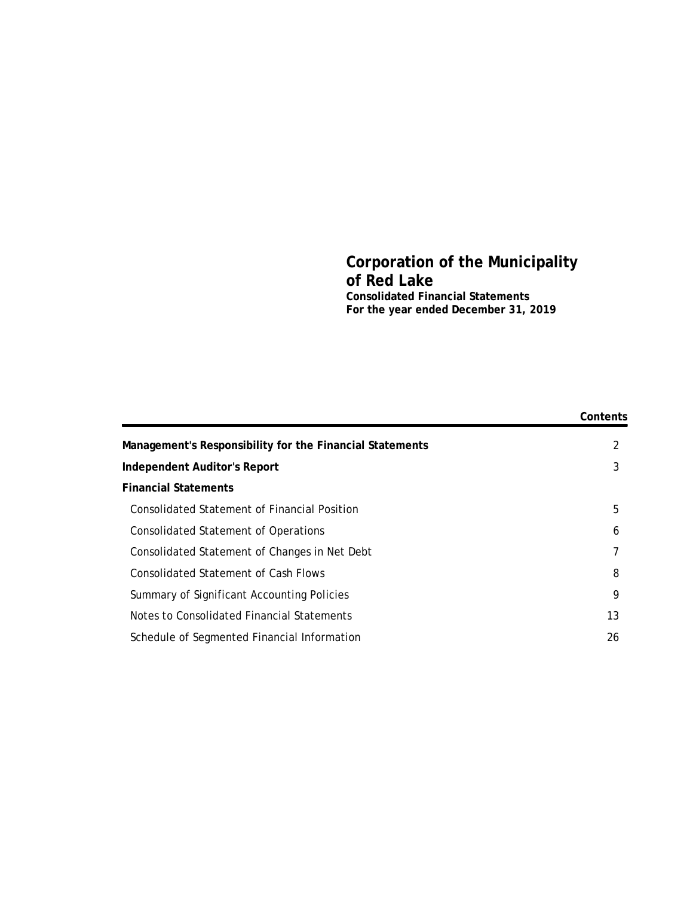# Corporation of the Municipality of Red Lake

**Consolidated Financial Statements**
**For the year ended December 31, 2019**

| | Contents |
|---|---|
| **Management's Responsibility for the Financial Statements** | 2 |
| **Independent Auditor's Report** | 3 |
| **Financial Statements** | |
| Consolidated Statement of Financial Position | 5 |
| Consolidated Statement of Operations | 6 |
| Consolidated Statement of Changes in Net Debt | 7 |
| Consolidated Statement of Cash Flows | 8 |
| Summary of Significant Accounting Policies | 9 |
| Notes to Consolidated Financial Statements | 13 |
| Schedule of Segmented Financial Information | 26 |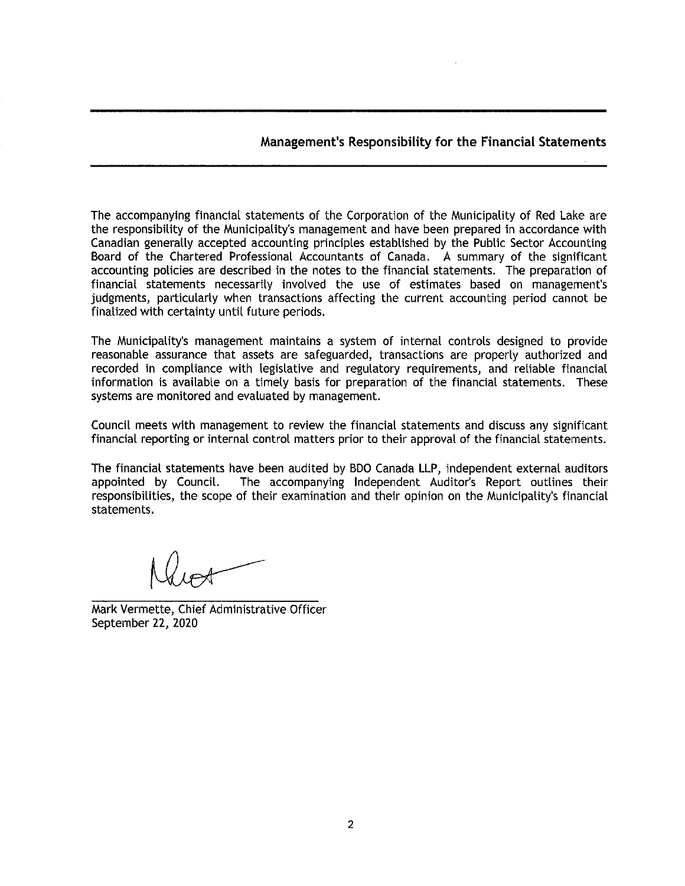## Management's Responsibility for the Financial Statements

The accompanying financial statements of the Corporation of the Municipality of Red Lake are the responsibility of the Municipality's management and have been prepared in accordance with Canadian generally accepted accounting principles established by the Public Sector Accounting Board of the Chartered Professional Accountants of Canada. A summary of the significant accounting policies are described in the notes to the financial statements. The preparation of financial statements necessarily involved the use of estimates based on management's judgments, particularly when transactions affecting the current accounting period cannot be finalized with certainty until future periods.

The Municipality's management maintains a system of internal controls designed to provide reasonable assurance that assets are safeguarded, transactions are properly authorized and recorded in compliance with legislative and regulatory requirements, and reliable financial information is available on a timely basis for preparation of the financial statements. These systems are monitored and evaluated by management.

Council meets with management to review the financial statements and discuss any significant financial reporting or internal control matters prior to their approval of the financial statements.

The financial statements have been audited by BDO Canada LLP, independent external auditors appointed by Council. The accompanying Independent Auditor's Report outlines their responsibilities, the scope of their examination and their opinion on the Municipality's financial statements.

Mark Vermette, Chief Administrative Officer
September 22, 2020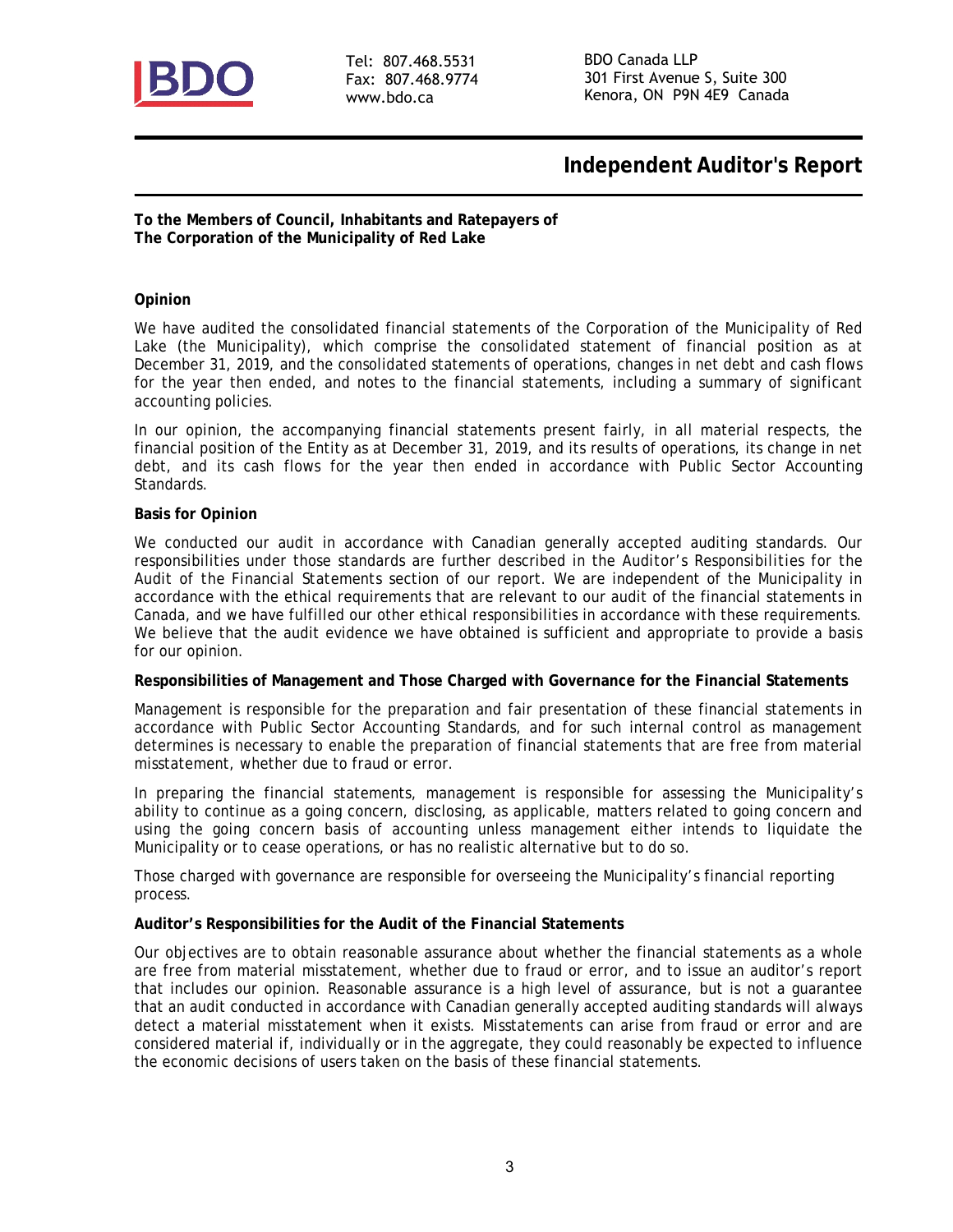Tel: 807.468.5531
Fax: 807.468.9774
www.bdo.ca

BDO Canada LLP
301 First Avenue S, Suite 300
Kenora, ON P9N 4E9 Canada

# Independent Auditor's Report

**To the Members of Council, Inhabitants and Ratepayers of**
**The Corporation of the Municipality of Red Lake**

**Opinion**

We have audited the consolidated financial statements of the Corporation of the Municipality of Red Lake (the Municipality), which comprise the consolidated statement of financial position as at December 31, 2019, and the consolidated statements of operations, changes in net debt and cash flows for the year then ended, and notes to the financial statements, including a summary of significant accounting policies.

In our opinion, the accompanying financial statements present fairly, in all material respects, the financial position of the Entity as at December 31, 2019, and its results of operations, its change in net debt, and its cash flows for the year then ended in accordance with Public Sector Accounting Standards.

**Basis for Opinion**

We conducted our audit in accordance with Canadian generally accepted auditing standards. Our responsibilities under those standards are further described in the *Auditor's Responsibilities for the Audit of the Financial Statements* section of our report. We are independent of the Municipality in accordance with the ethical requirements that are relevant to our audit of the financial statements in Canada, and we have fulfilled our other ethical responsibilities in accordance with these requirements. We believe that the audit evidence we have obtained is sufficient and appropriate to provide a basis for our opinion.

**Responsibilities of Management and Those Charged with Governance for the Financial Statements**

Management is responsible for the preparation and fair presentation of these financial statements in accordance with Public Sector Accounting Standards, and for such internal control as management determines is necessary to enable the preparation of financial statements that are free from material misstatement, whether due to fraud or error.

In preparing the financial statements, management is responsible for assessing the Municipality's ability to continue as a going concern, disclosing, as applicable, matters related to going concern and using the going concern basis of accounting unless management either intends to liquidate the Municipality or to cease operations, or has no realistic alternative but to do so.

Those charged with governance are responsible for overseeing the Municipality's financial reporting process.

**Auditor's Responsibilities for the Audit of the Financial Statements**

Our objectives are to obtain reasonable assurance about whether the financial statements as a whole are free from material misstatement, whether due to fraud or error, and to issue an auditor's report that includes our opinion. Reasonable assurance is a high level of assurance, but is not a guarantee that an audit conducted in accordance with Canadian generally accepted auditing standards will always detect a material misstatement when it exists. Misstatements can arise from fraud or error and are considered material if, individually or in the aggregate, they could reasonably be expected to influence the economic decisions of users taken on the basis of these financial statements.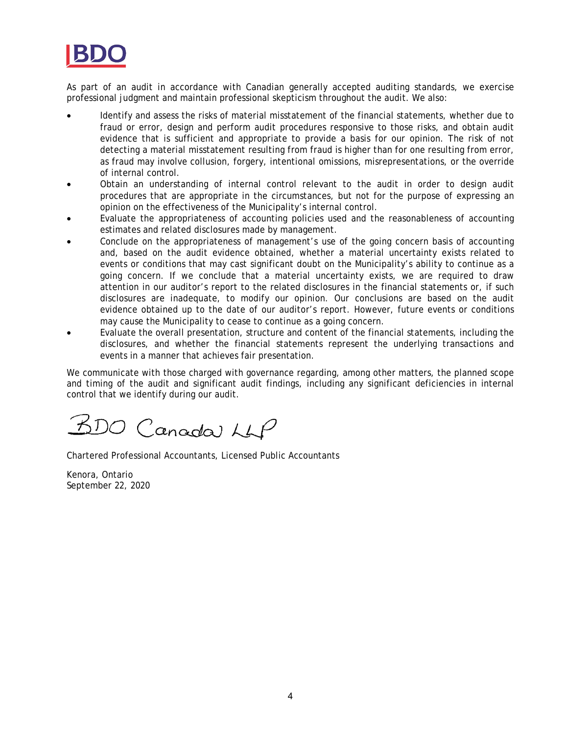As part of an audit in accordance with Canadian generally accepted auditing standards, we exercise professional judgment and maintain professional skepticism throughout the audit. We also:

- Identify and assess the risks of material misstatement of the financial statements, whether due to fraud or error, design and perform audit procedures responsive to those risks, and obtain audit evidence that is sufficient and appropriate to provide a basis for our opinion. The risk of not detecting a material misstatement resulting from fraud is higher than for one resulting from error, as fraud may involve collusion, forgery, intentional omissions, misrepresentations, or the override of internal control.
- Obtain an understanding of internal control relevant to the audit in order to design audit procedures that are appropriate in the circumstances, but not for the purpose of expressing an opinion on the effectiveness of the Municipality's internal control.
- Evaluate the appropriateness of accounting policies used and the reasonableness of accounting estimates and related disclosures made by management.
- Conclude on the appropriateness of management's use of the going concern basis of accounting and, based on the audit evidence obtained, whether a material uncertainty exists related to events or conditions that may cast significant doubt on the Municipality's ability to continue as a going concern. If we conclude that a material uncertainty exists, we are required to draw attention in our auditor's report to the related disclosures in the financial statements or, if such disclosures are inadequate, to modify our opinion. Our conclusions are based on the audit evidence obtained up to the date of our auditor's report. However, future events or conditions may cause the Municipality to cease to continue as a going concern.
- Evaluate the overall presentation, structure and content of the financial statements, including the disclosures, and whether the financial statements represent the underlying transactions and events in a manner that achieves fair presentation.

We communicate with those charged with governance regarding, among other matters, the planned scope and timing of the audit and significant audit findings, including any significant deficiencies in internal control that we identify during our audit.

BDO Canada LLP

Chartered Professional Accountants, Licensed Public Accountants

Kenora, Ontario
September 22, 2020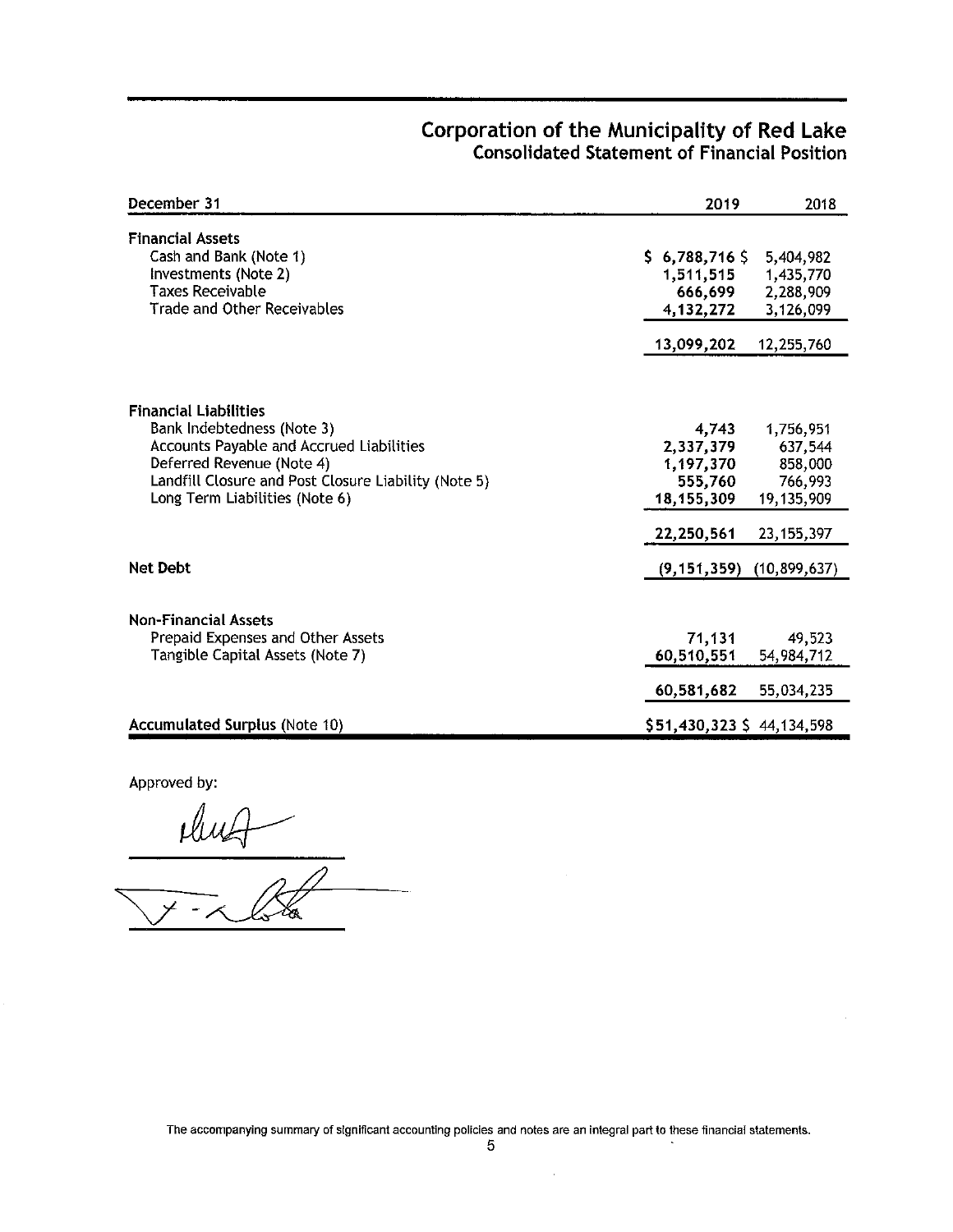# Corporation of the Municipality of Red Lake

## Consolidated Statement of Financial Position

| December 31 | 2019 | 2018 |
|---|---|---|
| **Financial Assets** | | |
| Cash and Bank (Note 1) | $ 6,788,716 | $ 5,404,982 |
| Investments (Note 2) | 1,511,515 | 1,435,770 |
| Taxes Receivable | 666,699 | 2,288,909 |
| Trade and Other Receivables | 4,132,272 | 3,126,099 |
| | 13,099,202 | 12,255,760 |
| **Financial Liabilities** | | |
| Bank Indebtedness (Note 3) | 4,743 | 1,756,951 |
| Accounts Payable and Accrued Liabilities | 2,337,379 | 637,544 |
| Deferred Revenue (Note 4) | 1,197,370 | 858,000 |
| Landfill Closure and Post Closure Liability (Note 5) | 555,760 | 766,993 |
| Long Term Liabilities (Note 6) | 18,155,309 | 19,135,909 |
| | 22,250,561 | 23,155,397 |
| **Net Debt** | (9,151,359) | (10,899,637) |
| **Non-Financial Assets** | | |
| Prepaid Expenses and Other Assets | 71,131 | 49,523 |
| Tangible Capital Assets (Note 7) | 60,510,551 | 54,984,712 |
| | 60,581,682 | 55,034,235 |
| **Accumulated Surplus** (Note 10) | $51,430,323 | $ 44,134,598 |

Approved by:

The accompanying summary of significant accounting policies and notes are an integral part to these financial statements.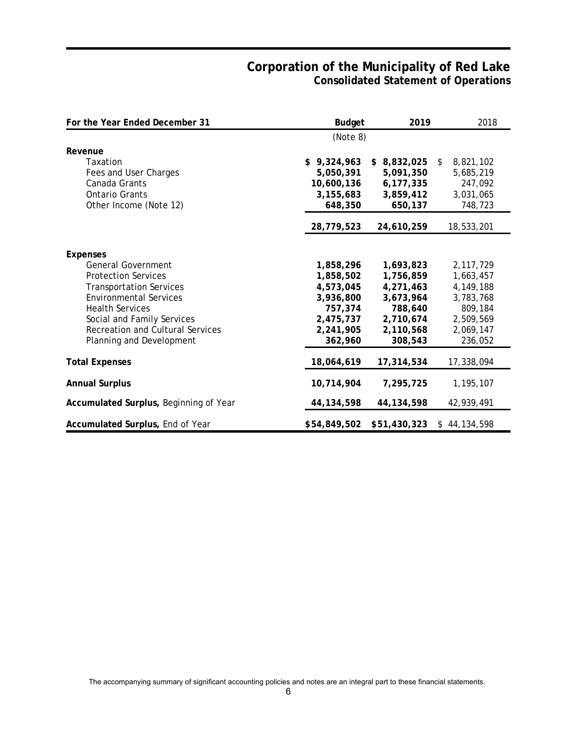# Corporation of the Municipality of Red Lake

## Consolidated Statement of Operations

| For the Year Ended December 31 | Budget | 2019 | 2018 |
|---|---|---|---|
| | (Note 8) | | |
| **Revenue** | | | |
| Taxation | $ 9,324,963 | $ 8,832,025 | $ 8,821,102 |
| Fees and User Charges | 5,050,391 | 5,091,350 | 5,685,219 |
| Canada Grants | 10,600,136 | 6,177,335 | 247,092 |
| Ontario Grants | 3,155,683 | 3,859,412 | 3,031,065 |
| Other Income (Note 12) | 648,350 | 650,137 | 748,723 |
| | 28,779,523 | 24,610,259 | 18,533,201 |
| **Expenses** | | | |
| General Government | 1,858,296 | 1,693,823 | 2,117,729 |
| Protection Services | 1,858,502 | 1,756,859 | 1,663,457 |
| Transportation Services | 4,573,045 | 4,271,463 | 4,149,188 |
| Environmental Services | 3,936,800 | 3,673,964 | 3,783,768 |
| Health Services | 757,374 | 788,640 | 809,184 |
| Social and Family Services | 2,475,737 | 2,710,674 | 2,509,569 |
| Recreation and Cultural Services | 2,241,905 | 2,110,568 | 2,069,147 |
| Planning and Development | 362,960 | 308,543 | 236,052 |
| **Total Expenses** | 18,064,619 | 17,314,534 | 17,338,094 |
| **Annual Surplus** | 10,714,904 | 7,295,725 | 1,195,107 |
| **Accumulated Surplus,** Beginning of Year | 44,134,598 | 44,134,598 | 42,939,491 |
| **Accumulated Surplus,** End of Year | $54,849,502 | $51,430,323 | $ 44,134,598 |

The accompanying summary of significant accounting policies and notes are an integral part to these financial statements.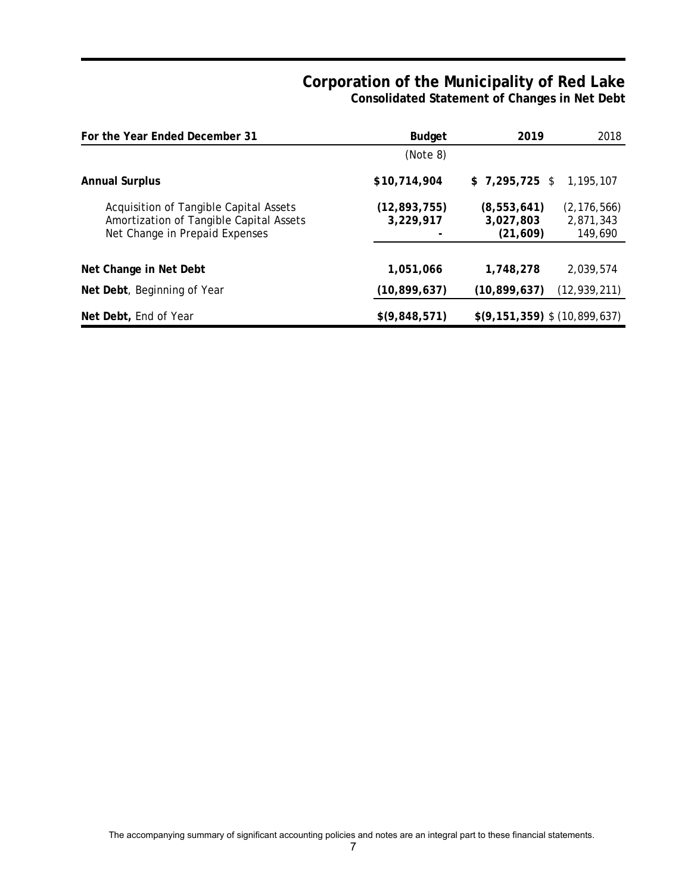# Corporation of the Municipality of Red Lake

## Consolidated Statement of Changes in Net Debt

| For the Year Ended December 31 | Budget | 2019 | 2018 |
|---|---|---|---|
| | (Note 8) | | |
| **Annual Surplus** | **$10,714,904** | **$ 7,295,725** | $ 1,195,107 |
| Acquisition of Tangible Capital Assets | **(12,893,755)** | **(8,553,641)** | (2,176,566) |
| Amortization of Tangible Capital Assets | **3,229,917** | **3,027,803** | 2,871,343 |
| Net Change in Prepaid Expenses | **-** | **(21,609)** | 149,690 |
| **Net Change in Net Debt** | **1,051,066** | **1,748,278** | 2,039,574 |
| **Net Debt**, Beginning of Year | **(10,899,637)** | **(10,899,637)** | (12,939,211) |
| **Net Debt,** End of Year | **$(9,848,571)** | **$(9,151,359)** | $ (10,899,637) |

The accompanying summary of significant accounting policies and notes are an integral part to these financial statements.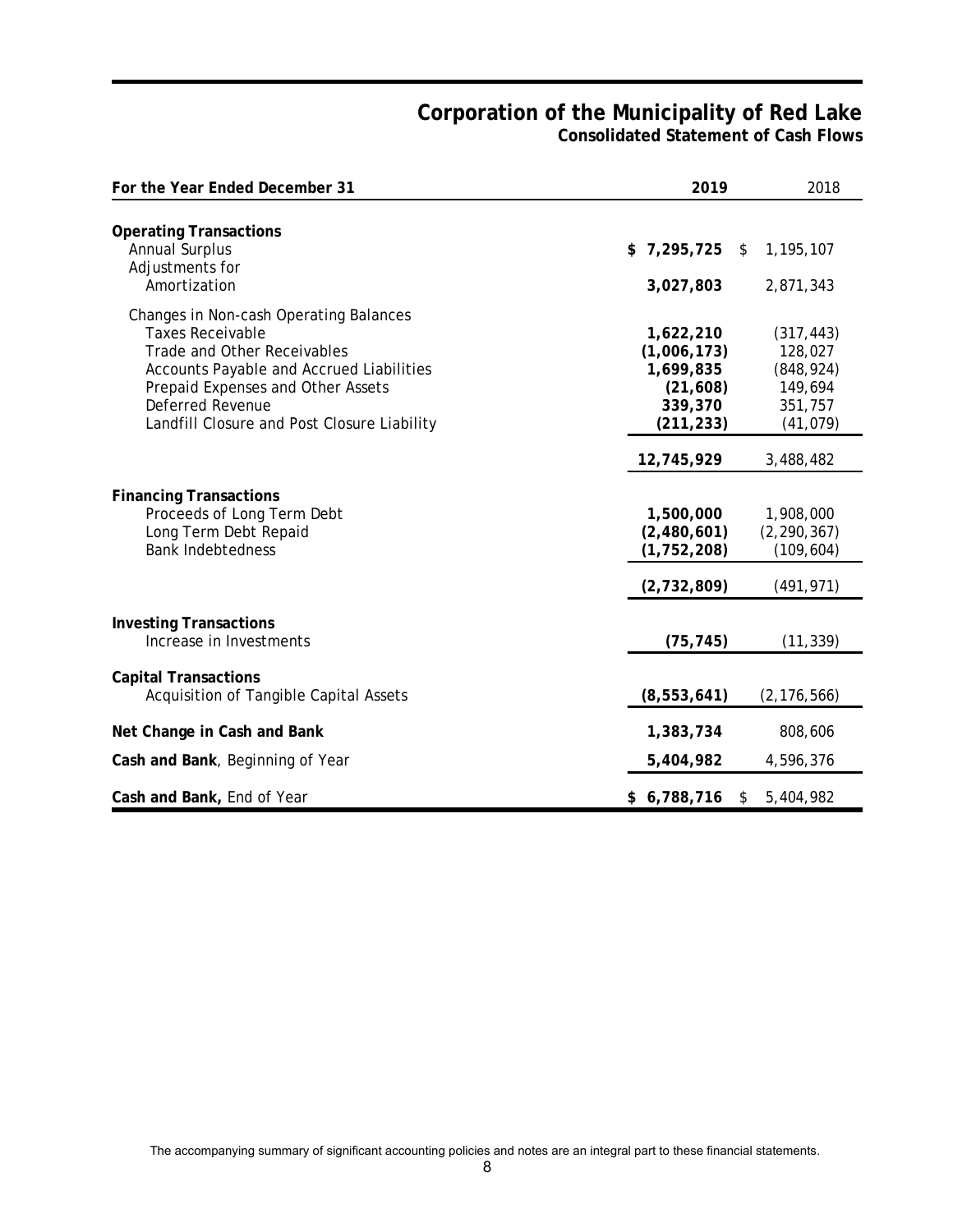# Corporation of the Municipality of Red Lake

## Consolidated Statement of Cash Flows

| For the Year Ended December 31 | 2019 | 2018 |
|---|---|---|
| **Operating Transactions** | | |
| Annual Surplus | **$ 7,295,725** | $ 1,195,107 |
| Adjustments for | | |
| Amortization | **3,027,803** | 2,871,343 |
| Changes in Non-cash Operating Balances | | |
| Taxes Receivable | **1,622,210** | (317,443) |
| Trade and Other Receivables | **(1,006,173)** | 128,027 |
| Accounts Payable and Accrued Liabilities | **1,699,835** | (848,924) |
| Prepaid Expenses and Other Assets | **(21,608)** | 149,694 |
| Deferred Revenue | **339,370** | 351,757 |
| Landfill Closure and Post Closure Liability | **(211,233)** | (41,079) |
| | **12,745,929** | 3,488,482 |
| **Financing Transactions** | | |
| Proceeds of Long Term Debt | **1,500,000** | 1,908,000 |
| Long Term Debt Repaid | **(2,480,601)** | (2,290,367) |
| Bank Indebtedness | **(1,752,208)** | (109,604) |
| | **(2,732,809)** | (491,971) |
| **Investing Transactions** | | |
| Increase in Investments | **(75,745)** | (11,339) |
| **Capital Transactions** | | |
| Acquisition of Tangible Capital Assets | **(8,553,641)** | (2,176,566) |
| **Net Change in Cash and Bank** | **1,383,734** | 808,606 |
| **Cash and Bank**, Beginning of Year | **5,404,982** | 4,596,376 |
| **Cash and Bank,** End of Year | **$ 6,788,716** | $ 5,404,982 |

The accompanying summary of significant accounting policies and notes are an integral part to these financial statements.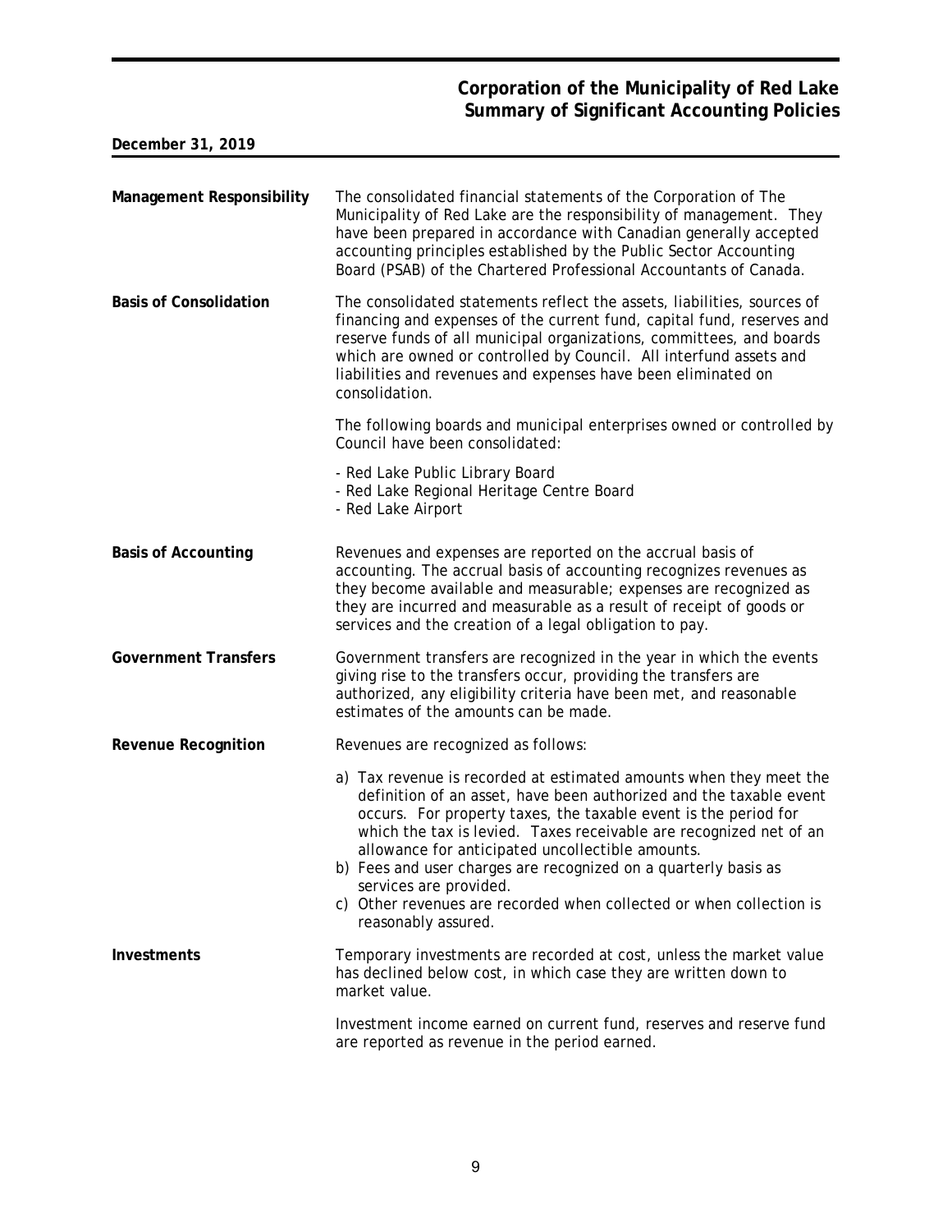# Corporation of the Municipality of Red Lake
## Summary of Significant Accounting Policies

**December 31, 2019**

**Management Responsibility**

The consolidated financial statements of the Corporation of The Municipality of Red Lake are the responsibility of management. They have been prepared in accordance with Canadian generally accepted accounting principles established by the Public Sector Accounting Board (PSAB) of the Chartered Professional Accountants of Canada.

**Basis of Consolidation**

The consolidated statements reflect the assets, liabilities, sources of financing and expenses of the current fund, capital fund, reserves and reserve funds of all municipal organizations, committees, and boards which are owned or controlled by Council. All interfund assets and liabilities and revenues and expenses have been eliminated on consolidation.

The following boards and municipal enterprises owned or controlled by Council have been consolidated:

- Red Lake Public Library Board
- Red Lake Regional Heritage Centre Board
- Red Lake Airport

**Basis of Accounting**

Revenues and expenses are reported on the accrual basis of accounting. The accrual basis of accounting recognizes revenues as they become available and measurable; expenses are recognized as they are incurred and measurable as a result of receipt of goods or services and the creation of a legal obligation to pay.

**Government Transfers**

Government transfers are recognized in the year in which the events giving rise to the transfers occur, providing the transfers are authorized, any eligibility criteria have been met, and reasonable estimates of the amounts can be made.

**Revenue Recognition**

Revenues are recognized as follows:

a) Tax revenue is recorded at estimated amounts when they meet the definition of an asset, have been authorized and the taxable event occurs. For property taxes, the taxable event is the period for which the tax is levied. Taxes receivable are recognized net of an allowance for anticipated uncollectible amounts.
b) Fees and user charges are recognized on a quarterly basis as services are provided.
c) Other revenues are recorded when collected or when collection is reasonably assured.

**Investments**

Temporary investments are recorded at cost, unless the market value has declined below cost, in which case they are written down to market value.

Investment income earned on current fund, reserves and reserve fund are reported as revenue in the period earned.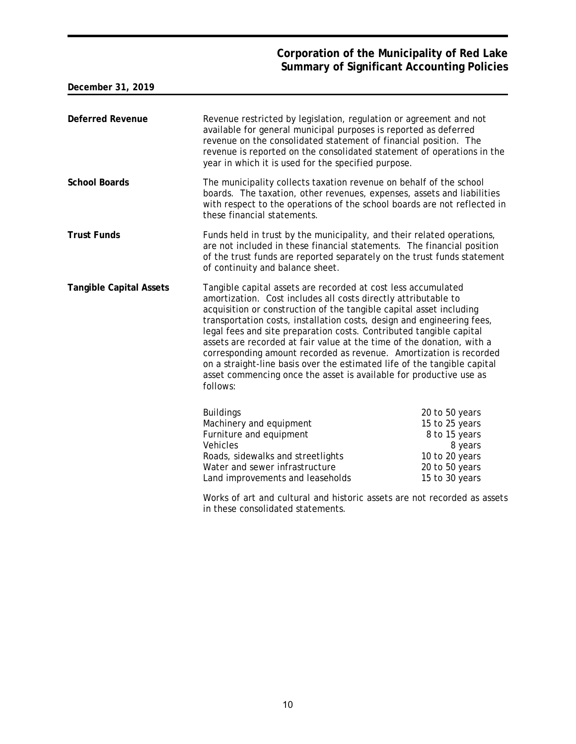# Corporation of the Municipality of Red Lake
## Summary of Significant Accounting Policies

**December 31, 2019**

**Deferred Revenue**

Revenue restricted by legislation, regulation or agreement and not available for general municipal purposes is reported as deferred revenue on the consolidated statement of financial position. The revenue is reported on the consolidated statement of operations in the year in which it is used for the specified purpose.

**School Boards**

The municipality collects taxation revenue on behalf of the school boards. The taxation, other revenues, expenses, assets and liabilities with respect to the operations of the school boards are not reflected in these financial statements.

**Trust Funds**

Funds held in trust by the municipality, and their related operations, are not included in these financial statements. The financial position of the trust funds are reported separately on the trust funds statement of continuity and balance sheet.

**Tangible Capital Assets**

Tangible capital assets are recorded at cost less accumulated amortization. Cost includes all costs directly attributable to acquisition or construction of the tangible capital asset including transportation costs, installation costs, design and engineering fees, legal fees and site preparation costs. Contributed tangible capital assets are recorded at fair value at the time of the donation, with a corresponding amount recorded as revenue. Amortization is recorded on a straight-line basis over the estimated life of the tangible capital asset commencing once the asset is available for productive use as follows:

| | |
|---|---|
| Buildings | 20 to 50 years |
| Machinery and equipment | 15 to 25 years |
| Furniture and equipment | 8 to 15 years |
| Vehicles | 8 years |
| Roads, sidewalks and streetlights | 10 to 20 years |
| Water and sewer infrastructure | 20 to 50 years |
| Land improvements and leaseholds | 15 to 30 years |

Works of art and cultural and historic assets are not recorded as assets in these consolidated statements.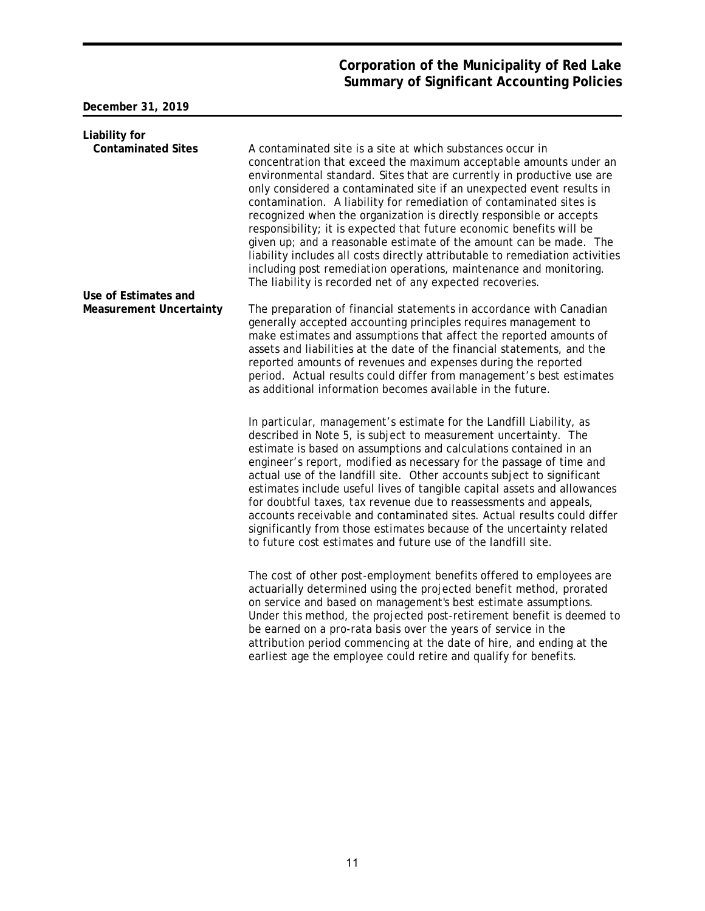# Corporation of the Municipality of Red Lake
## Summary of Significant Accounting Policies

**December 31, 2019**

**Liability for Contaminated Sites**

A contaminated site is a site at which substances occur in concentration that exceed the maximum acceptable amounts under an environmental standard. Sites that are currently in productive use are only considered a contaminated site if an unexpected event results in contamination. A liability for remediation of contaminated sites is recognized when the organization is directly responsible or accepts responsibility; it is expected that future economic benefits will be given up; and a reasonable estimate of the amount can be made. The liability includes all costs directly attributable to remediation activities including post remediation operations, maintenance and monitoring. The liability is recorded net of any expected recoveries.

**Use of Estimates and Measurement Uncertainty**

The preparation of financial statements in accordance with Canadian generally accepted accounting principles requires management to make estimates and assumptions that affect the reported amounts of assets and liabilities at the date of the financial statements, and the reported amounts of revenues and expenses during the reported period. Actual results could differ from management's best estimates as additional information becomes available in the future.

In particular, management's estimate for the Landfill Liability, as described in Note 5, is subject to measurement uncertainty. The estimate is based on assumptions and calculations contained in an engineer's report, modified as necessary for the passage of time and actual use of the landfill site. Other accounts subject to significant estimates include useful lives of tangible capital assets and allowances for doubtful taxes, tax revenue due to reassessments and appeals, accounts receivable and contaminated sites. Actual results could differ significantly from those estimates because of the uncertainty related to future cost estimates and future use of the landfill site.

The cost of other post-employment benefits offered to employees are actuarially determined using the projected benefit method, prorated on service and based on management's best estimate assumptions. Under this method, the projected post-retirement benefit is deemed to be earned on a pro-rata basis over the years of service in the attribution period commencing at the date of hire, and ending at the earliest age the employee could retire and qualify for benefits.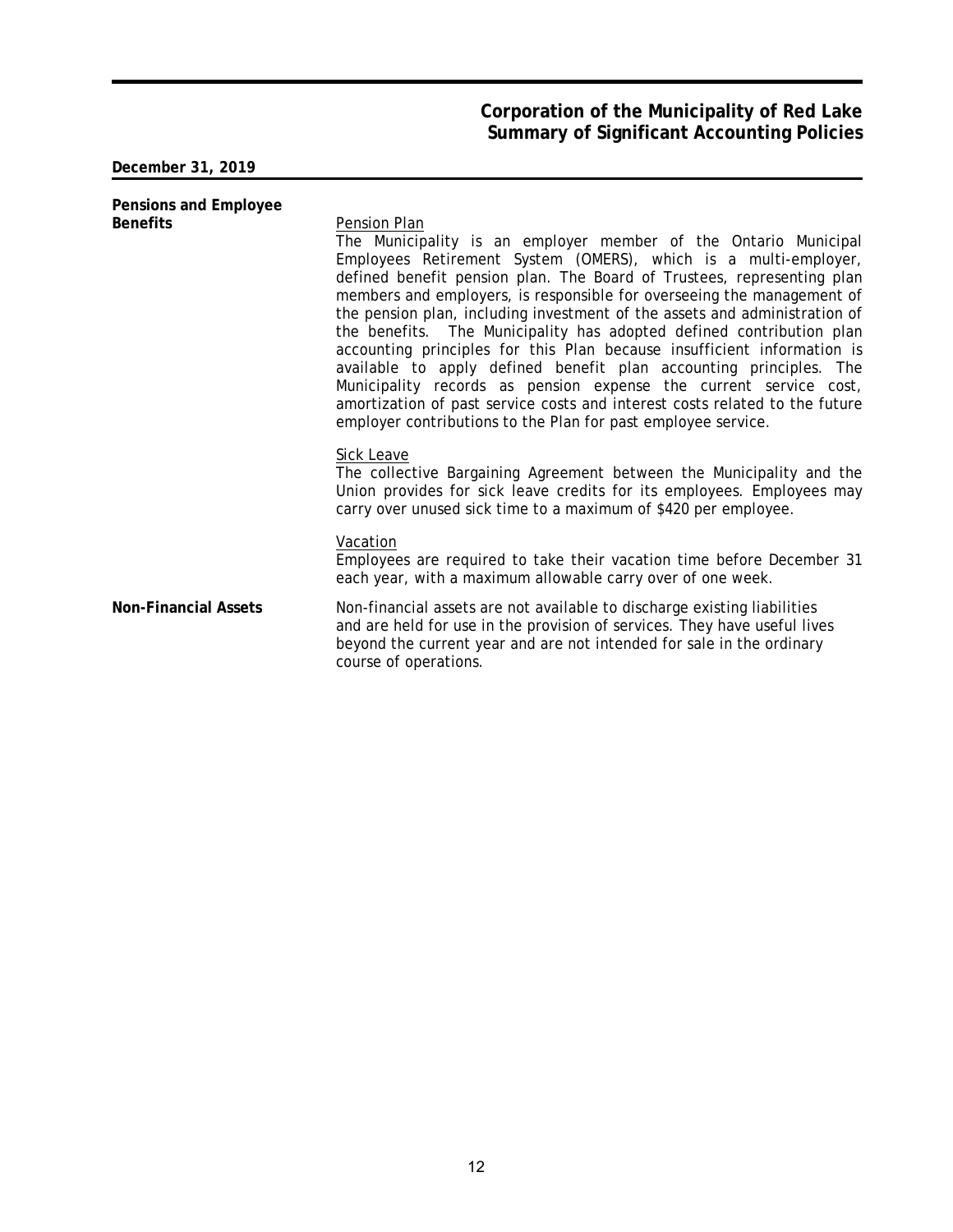**December 31, 2019**

**Pensions and Employee Benefits**

Pension Plan

The Municipality is an employer member of the Ontario Municipal Employees Retirement System (OMERS), which is a multi-employer, defined benefit pension plan. The Board of Trustees, representing plan members and employers, is responsible for overseeing the management of the pension plan, including investment of the assets and administration of the benefits. The Municipality has adopted defined contribution plan accounting principles for this Plan because insufficient information is available to apply defined benefit plan accounting principles. The Municipality records as pension expense the current service cost, amortization of past service costs and interest costs related to the future employer contributions to the Plan for past employee service.

Sick Leave

The collective Bargaining Agreement between the Municipality and the Union provides for sick leave credits for its employees. Employees may carry over unused sick time to a maximum of $420 per employee.

Vacation

Employees are required to take their vacation time before December 31 each year, with a maximum allowable carry over of one week.

**Non-Financial Assets**

Non-financial assets are not available to discharge existing liabilities and are held for use in the provision of services. They have useful lives beyond the current year and are not intended for sale in the ordinary course of operations.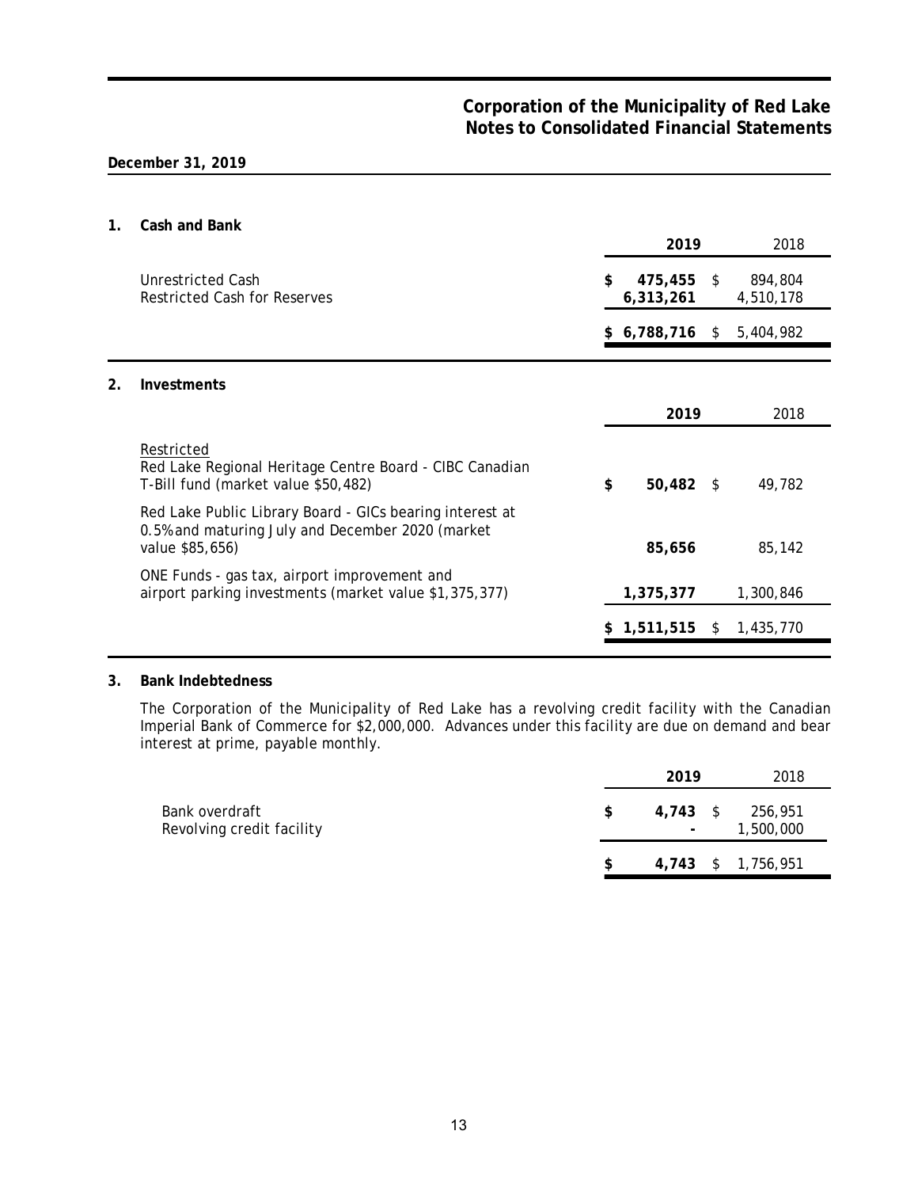# Corporation of the Municipality of Red Lake
# Notes to Consolidated Financial Statements

**December 31, 2019**

## 1. Cash and Bank

| | 2019 | 2018 |
|---|---|---|
| Unrestricted Cash | $ 475,455 | $ 894,804 |
| Restricted Cash for Reserves | 6,313,261 | 4,510,178 |
| | $ 6,788,716 | $ 5,404,982 |

## 2. Investments

| | 2019 | 2018 |
|---|---|---|
| Restricted<br>Red Lake Regional Heritage Centre Board - CIBC Canadian T-Bill fund (market value $50,482) | $ 50,482 | $ 49,782 |
| Red Lake Public Library Board - GICs bearing interest at 0.5% and maturing July and December 2020 (market value $85,656) | 85,656 | 85,142 |
| ONE Funds - gas tax, airport improvement and airport parking investments (market value $1,375,377) | 1,375,377 | 1,300,846 |
| | $ 1,511,515 | $ 1,435,770 |

## 3. Bank Indebtedness

The Corporation of the Municipality of Red Lake has a revolving credit facility with the Canadian Imperial Bank of Commerce for $2,000,000. Advances under this facility are due on demand and bear interest at prime, payable monthly.

| | 2019 | 2018 |
|---|---|---|
| Bank overdraft | $ 4,743 | $ 256,951 |
| Revolving credit facility | - | 1,500,000 |
| | $ 4,743 | $ 1,756,951 |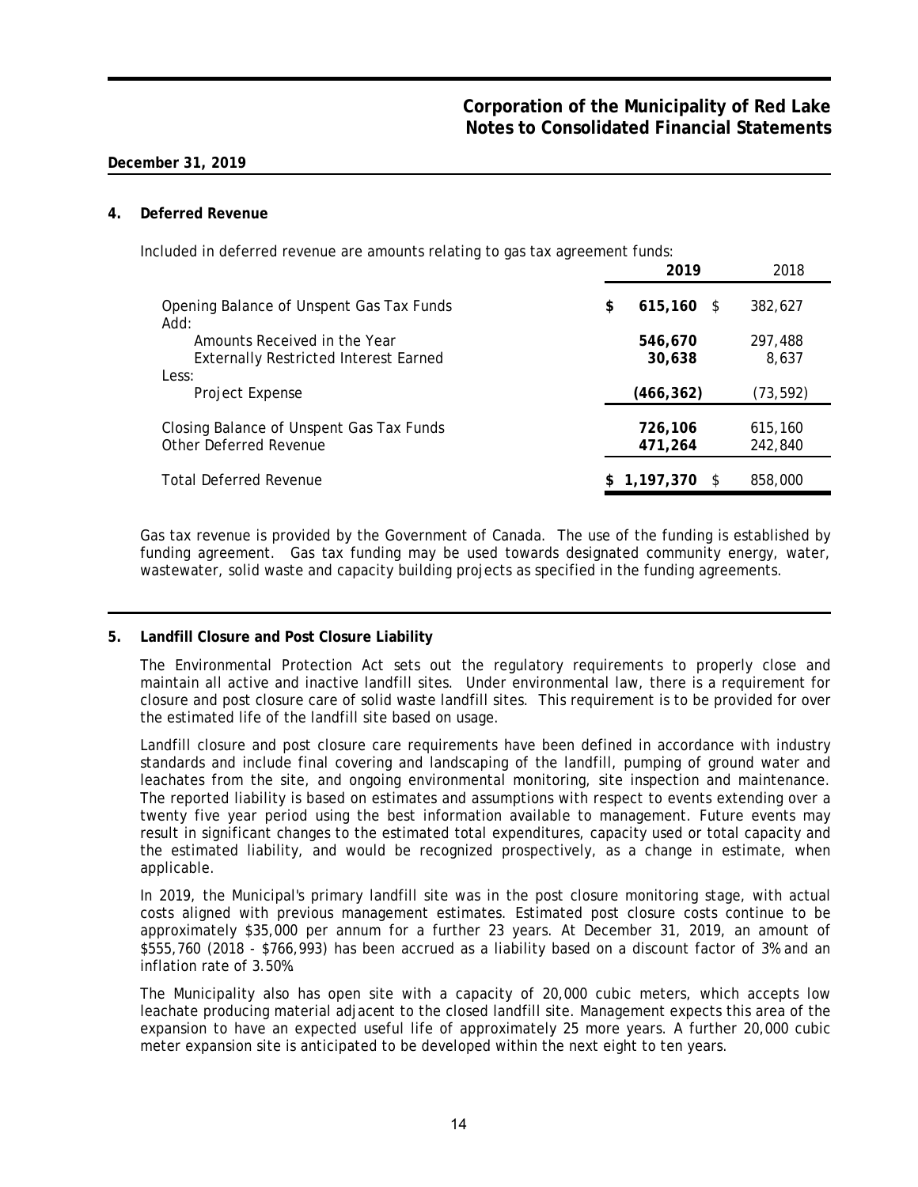**December 31, 2019**

## 4. Deferred Revenue

Included in deferred revenue are amounts relating to gas tax agreement funds:

| | 2019 | 2018 |
|---|---|---|
| Opening Balance of Unspent Gas Tax Funds | **$ 615,160** | $ 382,627 |
| Add: | | |
| Amounts Received in the Year | **546,670** | 297,488 |
| Externally Restricted Interest Earned | **30,638** | 8,637 |
| Less: | | |
| Project Expense | **(466,362)** | (73,592) |
| Closing Balance of Unspent Gas Tax Funds | **726,106** | 615,160 |
| Other Deferred Revenue | **471,264** | 242,840 |
| Total Deferred Revenue | **$ 1,197,370** | $ 858,000 |

Gas tax revenue is provided by the Government of Canada. The use of the funding is established by funding agreement. Gas tax funding may be used towards designated community energy, water, wastewater, solid waste and capacity building projects as specified in the funding agreements.

## 5. Landfill Closure and Post Closure Liability

The Environmental Protection Act sets out the regulatory requirements to properly close and maintain all active and inactive landfill sites. Under environmental law, there is a requirement for closure and post closure care of solid waste landfill sites. This requirement is to be provided for over the estimated life of the landfill site based on usage.

Landfill closure and post closure care requirements have been defined in accordance with industry standards and include final covering and landscaping of the landfill, pumping of ground water and leachates from the site, and ongoing environmental monitoring, site inspection and maintenance. The reported liability is based on estimates and assumptions with respect to events extending over a twenty five year period using the best information available to management. Future events may result in significant changes to the estimated total expenditures, capacity used or total capacity and the estimated liability, and would be recognized prospectively, as a change in estimate, when applicable.

In 2019, the Municipal's primary landfill site was in the post closure monitoring stage, with actual costs aligned with previous management estimates. Estimated post closure costs continue to be approximately $35,000 per annum for a further 23 years. At December 31, 2019, an amount of $555,760 (2018 - $766,993) has been accrued as a liability based on a discount factor of 3% and an inflation rate of 3.50%.

The Municipality also has open site with a capacity of 20,000 cubic meters, which accepts low leachate producing material adjacent to the closed landfill site. Management expects this area of the expansion to have an expected useful life of approximately 25 more years. A further 20,000 cubic meter expansion site is anticipated to be developed within the next eight to ten years.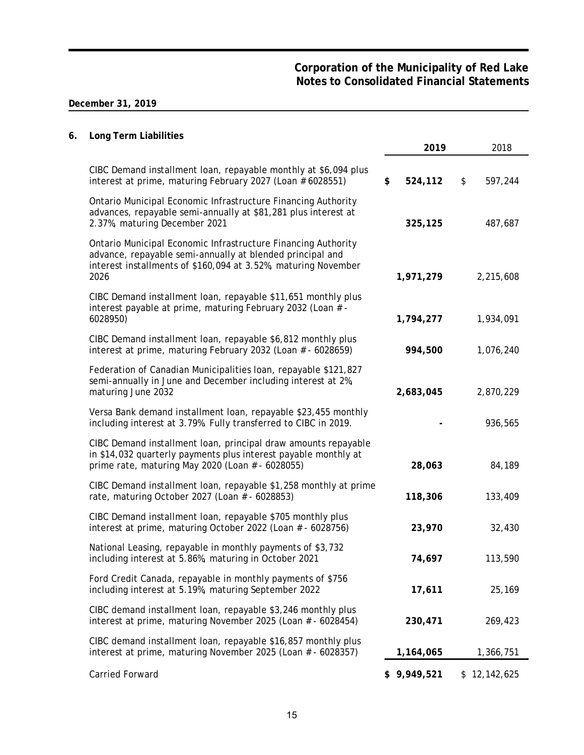**December 31, 2019**

## 6. Long Term Liabilities

| | 2019 | 2018 |
|---|---|---|
| CIBC Demand installment loan, repayable monthly at $6,094 plus interest at prime, maturing February 2027 (Loan # 6028551) | **$ 524,112** | $ 597,244 |
| Ontario Municipal Economic Infrastructure Financing Authority advances, repayable semi-annually at $81,281 plus interest at 2.37%, maturing December 2021 | **325,125** | 487,687 |
| Ontario Municipal Economic Infrastructure Financing Authority advance, repayable semi-annually at blended principal and interest installments of $160,094 at 3.52%, maturing November 2026 | **1,971,279** | 2,215,608 |
| CIBC Demand installment loan, repayable $11,651 monthly plus interest payable at prime, maturing February 2032 (Loan # - 6028950) | **1,794,277** | 1,934,091 |
| CIBC Demand installment loan, repayable $6,812 monthly plus interest at prime, maturing February 2032 (Loan # - 6028659) | **994,500** | 1,076,240 |
| Federation of Canadian Municipalities loan, repayable $121,827 semi-annually in June and December including interest at 2%, maturing June 2032 | **2,683,045** | 2,870,229 |
| Versa Bank demand installment loan, repayable $23,455 monthly including interest at 3.79%. Fully transferred to CIBC in 2019. | **-** | 936,565 |
| CIBC Demand installment loan, principal draw amounts repayable in $14,032 quarterly payments plus interest payable monthly at prime rate, maturing May 2020 (Loan # - 6028055) | **28,063** | 84,189 |
| CIBC Demand installment loan, repayable $1,258 monthly at prime rate, maturing October 2027 (Loan # - 6028853) | **118,306** | 133,409 |
| CIBC Demand installment loan, repayable $705 monthly plus interest at prime, maturing October 2022 (Loan # - 6028756) | **23,970** | 32,430 |
| National Leasing, repayable in monthly payments of $3,732 including interest at 5.86%, maturing in October 2021 | **74,697** | 113,590 |
| Ford Credit Canada, repayable in monthly payments of $756 including interest at 5.19%, maturing September 2022 | **17,611** | 25,169 |
| CIBC demand installment loan, repayable $3,246 monthly plus interest at prime, maturing November 2025 (Loan # - 6028454) | **230,471** | 269,423 |
| CIBC demand installment loan, repayable $16,857 monthly plus interest at prime, maturing November 2025 (Loan # - 6028357) | **1,164,065** | 1,366,751 |
| Carried Forward | **$ 9,949,521** | $ 12,142,625 |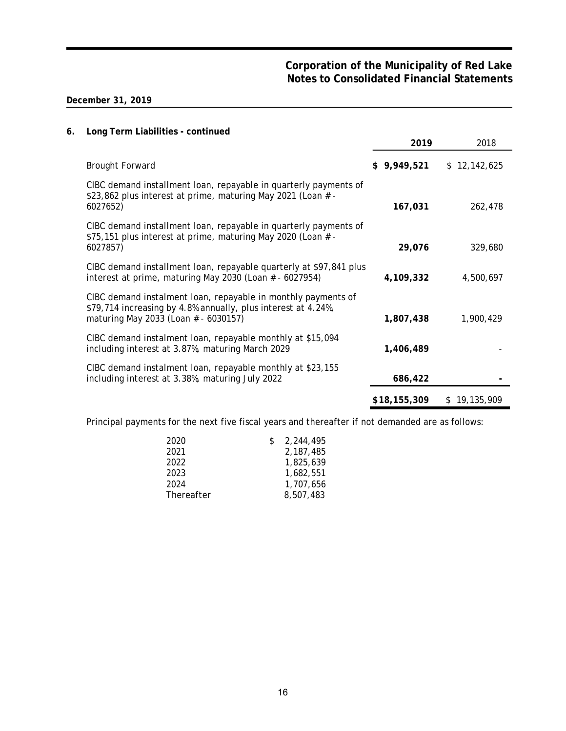**Corporation of the Municipality of Red Lake**
**Notes to Consolidated Financial Statements**

**December 31, 2019**

## 6. Long Term Liabilities - continued

| | **2019** | 2018 |
|---|---|---|
| Brought Forward | **$ 9,949,521** | $ 12,142,625 |
| CIBC demand installment loan, repayable in quarterly payments of $23,862 plus interest at prime, maturing May 2021 (Loan # - 6027652) | **167,031** | 262,478 |
| CIBC demand installment loan, repayable in quarterly payments of $75,151 plus interest at prime, maturing May 2020 (Loan # - 6027857) | **29,076** | 329,680 |
| CIBC demand installment loan, repayable quarterly at $97,841 plus interest at prime, maturing May 2030 (Loan # - 6027954) | **4,109,332** | 4,500,697 |
| CIBC demand instalment loan, repayable in monthly payments of $79,714 increasing by 4.8% annually, plus interest at 4.24%, maturing May 2033 (Loan # - 6030157) | **1,807,438** | 1,900,429 |
| CIBC demand instalment loan, repayable monthly at $15,094 including interest at 3.87%, maturing March 2029 | **1,406,489** | - |
| CIBC demand instalment loan, repayable monthly at $23,155 including interest at 3.38%, maturing July 2022 | **686,422** | - |
| | **$18,155,309** | $ 19,135,909 |

Principal payments for the next five fiscal years and thereafter if not demanded are as follows:

| | |
|---|---|
| 2020 | $ 2,244,495 |
| 2021 | 2,187,485 |
| 2022 | 1,825,639 |
| 2023 | 1,682,551 |
| 2024 | 1,707,656 |
| Thereafter | 8,507,483 |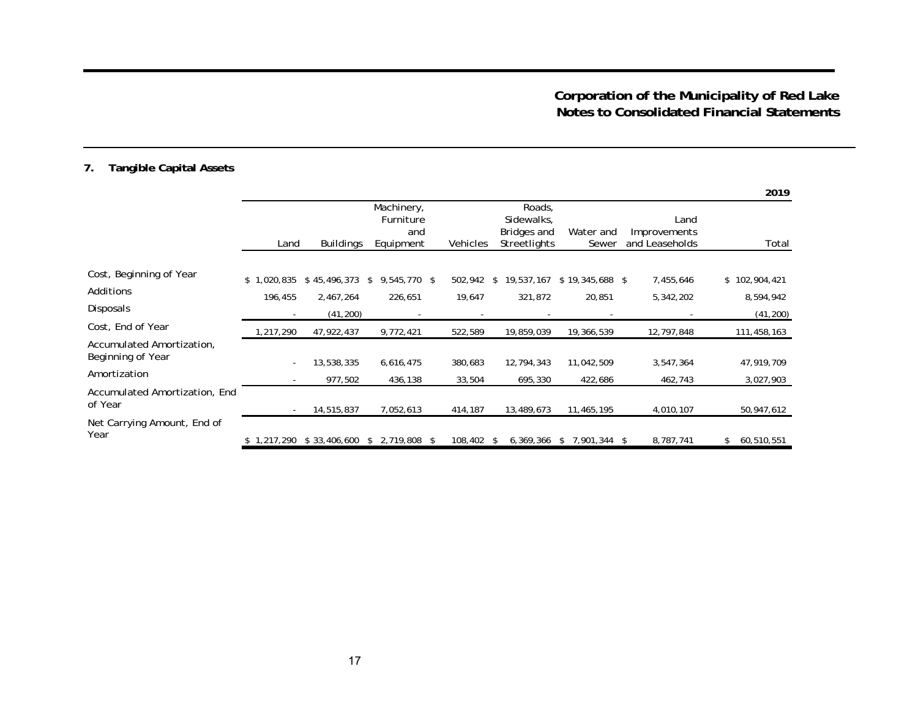## 7. Tangible Capital Assets

| | | | | | | | | 2019 |
|---|---|---|---|---|---|---|---|---|
| | Land | Buildings | Machinery, Furniture and Equipment | Vehicles | Roads, Sidewalks, Bridges and Streetlights | Water and Sewer | Land Improvements and Leaseholds | Total |
| Cost, Beginning of Year | $ 1,020,835 | $ 45,496,373 | $ 9,545,770 | $ 502,942 | $ 19,537,167 | $ 19,345,688 | $ 7,455,646 | $ 102,904,421 |
| Additions | 196,455 | 2,467,264 | 226,651 | 19,647 | 321,872 | 20,851 | 5,342,202 | 8,594,942 |
| Disposals | - | (41,200) | - | - | - | - | - | (41,200) |
| Cost, End of Year | 1,217,290 | 47,922,437 | 9,772,421 | 522,589 | 19,859,039 | 19,366,539 | 12,797,848 | 111,458,163 |
| Accumulated Amortization, Beginning of Year | - | 13,538,335 | 6,616,475 | 380,683 | 12,794,343 | 11,042,509 | 3,547,364 | 47,919,709 |
| Amortization | - | 977,502 | 436,138 | 33,504 | 695,330 | 422,686 | 462,743 | 3,027,903 |
| Accumulated Amortization, End of Year | - | 14,515,837 | 7,052,613 | 414,187 | 13,489,673 | 11,465,195 | 4,010,107 | 50,947,612 |
| Net Carrying Amount, End of Year | $ 1,217,290 | $ 33,406,600 | $ 2,719,808 | $ 108,402 | $ 6,369,366 | $ 7,901,344 | $ 8,787,741 | $ 60,510,551 |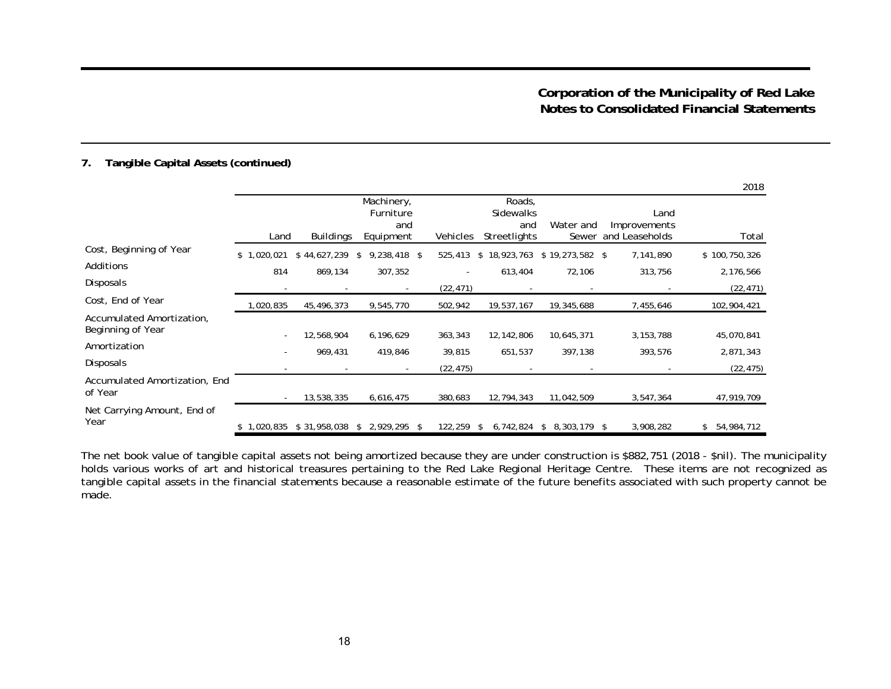**Corporation of the Municipality of Red Lake**
**Notes to Consolidated Financial Statements**

**7. Tangible Capital Assets (continued)**

2018

| | Land | Buildings | Machinery, Furniture and Equipment | Vehicles | Roads, Sidewalks and Streetlights | Water and Sewer | Land Improvements and Leaseholds | Total |
|---|---|---|---|---|---|---|---|---|
| Cost, Beginning of Year | $ 1,020,021 | $ 44,627,239 | $ 9,238,418 | $ 525,413 | $ 18,923,763 | $ 19,273,582 | $ 7,141,890 | $ 100,750,326 |
| Additions | 814 | 869,134 | 307,352 | - | 613,404 | 72,106 | 313,756 | 2,176,566 |
| Disposals | - | - | - | (22,471) | - | - | - | (22,471) |
| Cost, End of Year | 1,020,835 | 45,496,373 | 9,545,770 | 502,942 | 19,537,167 | 19,345,688 | 7,455,646 | 102,904,421 |
| Accumulated Amortization, Beginning of Year | - | 12,568,904 | 6,196,629 | 363,343 | 12,142,806 | 10,645,371 | 3,153,788 | 45,070,841 |
| Amortization | - | 969,431 | 419,846 | 39,815 | 651,537 | 397,138 | 393,576 | 2,871,343 |
| Disposals | - | - | - | (22,475) | - | - | - | (22,475) |
| Accumulated Amortization, End of Year | - | 13,538,335 | 6,616,475 | 380,683 | 12,794,343 | 11,042,509 | 3,547,364 | 47,919,709 |
| Net Carrying Amount, End of Year | $ 1,020,835 | $ 31,958,038 | $ 2,929,295 | $ 122,259 | $ 6,742,824 | $ 8,303,179 | $ 3,908,282 | $ 54,984,712 |

The net book value of tangible capital assets not being amortized because they are under construction is $882,751 (2018 - $nil). The municipality holds various works of art and historical treasures pertaining to the Red Lake Regional Heritage Centre. These items are not recognized as tangible capital assets in the financial statements because a reasonable estimate of the future benefits associated with such property cannot be made.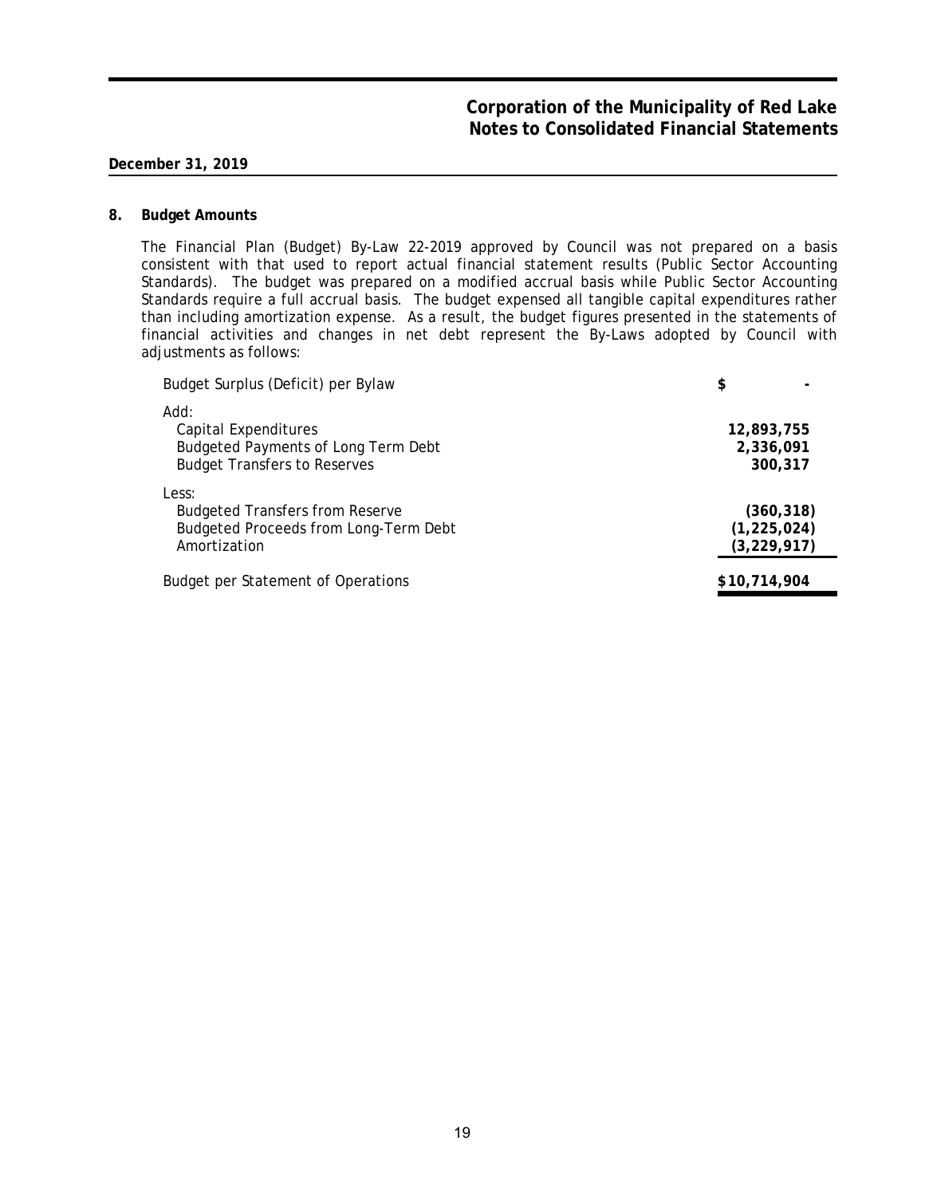**Corporation of the Municipality of Red Lake**
**Notes to Consolidated Financial Statements**

**December 31, 2019**

## 8. Budget Amounts

The Financial Plan (Budget) By-Law 22-2019 approved by Council was not prepared on a basis consistent with that used to report actual financial statement results (Public Sector Accounting Standards). The budget was prepared on a modified accrual basis while Public Sector Accounting Standards require a full accrual basis. The budget expensed all tangible capital expenditures rather than including amortization expense. As a result, the budget figures presented in the statements of financial activities and changes in net debt represent the By-Laws adopted by Council with adjustments as follows:

| | |
|---|---|
| Budget Surplus (Deficit) per Bylaw | $ - |
| Add: | |
| Capital Expenditures | **12,893,755** |
| Budgeted Payments of Long Term Debt | **2,336,091** |
| Budget Transfers to Reserves | **300,317** |
| Less: | |
| Budgeted Transfers from Reserve | **(360,318)** |
| Budgeted Proceeds from Long-Term Debt | **(1,225,024)** |
| Amortization | **(3,229,917)** |
| Budget per Statement of Operations | **$10,714,904** |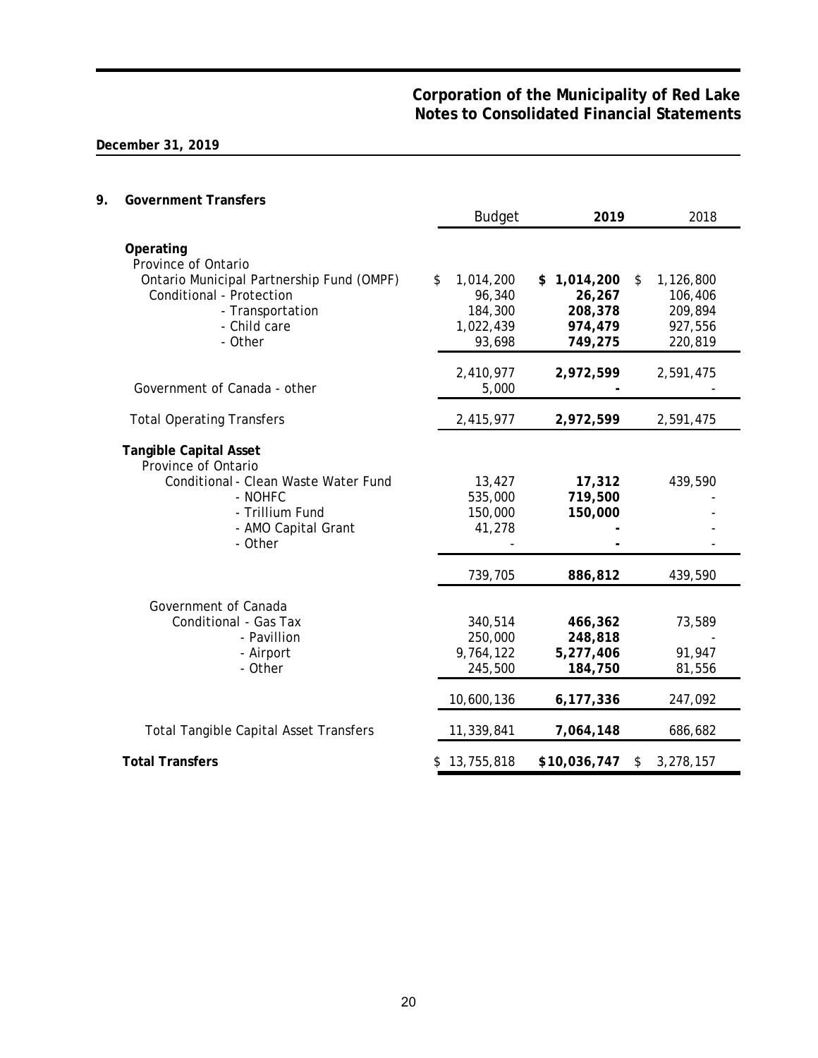**Corporation of the Municipality of Red Lake**
**Notes to Consolidated Financial Statements**

**December 31, 2019**

## 9. Government Transfers

| | Budget | **2019** | 2018 |
|---|---|---|---|
| **Operating** | | | |
| Province of Ontario | | | |
| Ontario Municipal Partnership Fund (OMPF) | $ 1,014,200 | **$ 1,014,200** | $ 1,126,800 |
| Conditional - Protection | 96,340 | **26,267** | 106,406 |
| - Transportation | 184,300 | **208,378** | 209,894 |
| - Child care | 1,022,439 | **974,479** | 927,556 |
| - Other | 93,698 | **749,275** | 220,819 |
| | 2,410,977 | **2,972,599** | 2,591,475 |
| Government of Canada - other | 5,000 | **-** | - |
| Total Operating Transfers | 2,415,977 | **2,972,599** | 2,591,475 |
| **Tangible Capital Asset** | | | |
| Province of Ontario | | | |
| Conditional - Clean Waste Water Fund | 13,427 | **17,312** | 439,590 |
| - NOHFC | 535,000 | **719,500** | - |
| - Trillium Fund | 150,000 | **150,000** | - |
| - AMO Capital Grant | 41,278 | **-** | - |
| - Other | - | **-** | - |
| | 739,705 | **886,812** | 439,590 |
| Government of Canada | | | |
| Conditional - Gas Tax | 340,514 | **466,362** | 73,589 |
| - Pavillion | 250,000 | **248,818** | - |
| - Airport | 9,764,122 | **5,277,406** | 91,947 |
| - Other | 245,500 | **184,750** | 81,556 |
| | 10,600,136 | **6,177,336** | 247,092 |
| Total Tangible Capital Asset Transfers | 11,339,841 | **7,064,148** | 686,682 |
| **Total Transfers** | $ 13,755,818 | **$10,036,747** | $ 3,278,157 |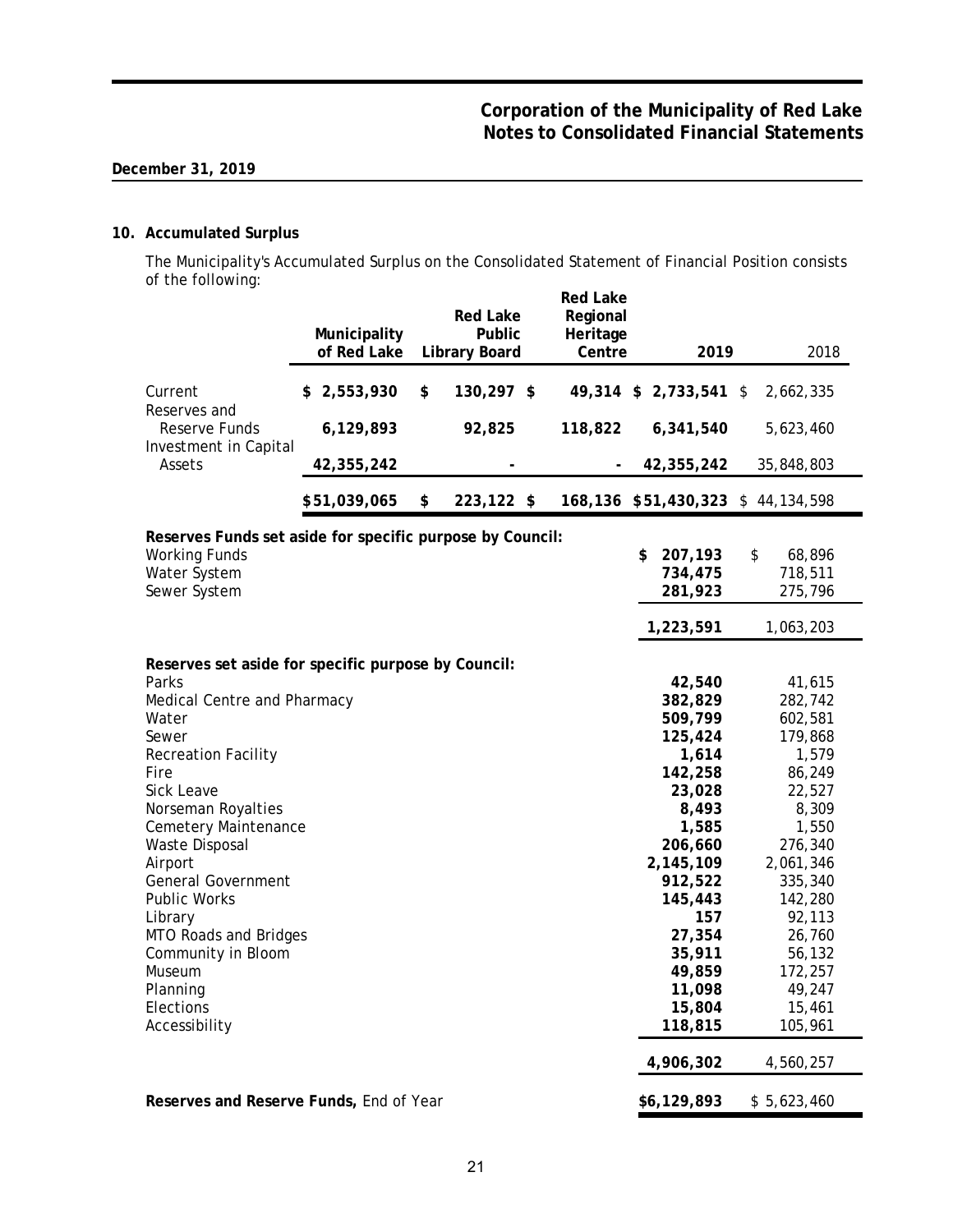**Corporation of the Municipality of Red Lake**
**Notes to Consolidated Financial Statements**

**December 31, 2019**

## 10. Accumulated Surplus

The Municipality's Accumulated Surplus on the Consolidated Statement of Financial Position consists of the following:

| | Municipality of Red Lake | Red Lake Public Library Board | Red Lake Regional Heritage Centre | 2019 | 2018 |
|---|---|---|---|---|---|
| Current | $ 2,553,930 | $ 130,297 | $ 49,314 | $ 2,733,541 | $ 2,662,335 |
| Reserves and Reserve Funds | 6,129,893 | 92,825 | 118,822 | 6,341,540 | 5,623,460 |
| Investment in Capital Assets | 42,355,242 | - | - | 42,355,242 | 35,848,803 |
| | $51,039,065 | $ 223,122 | $ 168,136 | $51,430,323 | $ 44,134,598 |

| | 2019 | 2018 |
|---|---|---|
| **Reserves Funds set aside for specific purpose by Council:** | | |
| Working Funds | $ 207,193 | $ 68,896 |
| Water System | 734,475 | 718,511 |
| Sewer System | 281,923 | 275,796 |
| | 1,223,591 | 1,063,203 |
| **Reserves set aside for specific purpose by Council:** | | |
| Parks | 42,540 | 41,615 |
| Medical Centre and Pharmacy | 382,829 | 282,742 |
| Water | 509,799 | 602,581 |
| Sewer | 125,424 | 179,868 |
| Recreation Facility | 1,614 | 1,579 |
| Fire | 142,258 | 86,249 |
| Sick Leave | 23,028 | 22,527 |
| Norseman Royalties | 8,493 | 8,309 |
| Cemetery Maintenance | 1,585 | 1,550 |
| Waste Disposal | 206,660 | 276,340 |
| Airport | 2,145,109 | 2,061,346 |
| General Government | 912,522 | 335,340 |
| Public Works | 145,443 | 142,280 |
| Library | 157 | 92,113 |
| MTO Roads and Bridges | 27,354 | 26,760 |
| Community in Bloom | 35,911 | 56,132 |
| Museum | 49,859 | 172,257 |
| Planning | 11,098 | 49,247 |
| Elections | 15,804 | 15,461 |
| Accessibility | 118,815 | 105,961 |
| | 4,906,302 | 4,560,257 |
| **Reserves and Reserve Funds,** End of Year | $6,129,893 | $ 5,623,460 |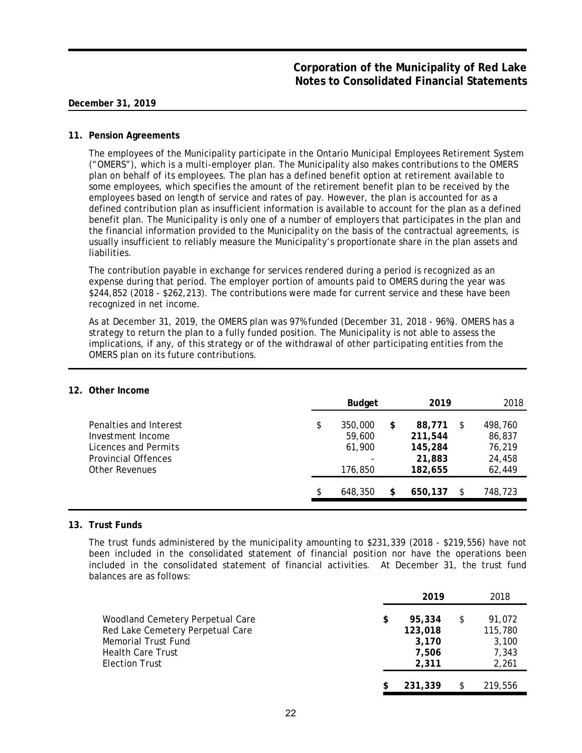**December 31, 2019**

## 11. Pension Agreements

The employees of the Municipality participate in the Ontario Municipal Employees Retirement System ("OMERS"), which is a multi-employer plan. The Municipality also makes contributions to the OMERS plan on behalf of its employees. The plan has a defined benefit option at retirement available to some employees, which specifies the amount of the retirement benefit plan to be received by the employees based on length of service and rates of pay. However, the plan is accounted for as a defined contribution plan as insufficient information is available to account for the plan as a defined benefit plan. The Municipality is only one of a number of employers that participates in the plan and the financial information provided to the Municipality on the basis of the contractual agreements, is usually insufficient to reliably measure the Municipality's proportionate share in the plan assets and liabilities.

The contribution payable in exchange for services rendered during a period is recognized as an expense during that period. The employer portion of amounts paid to OMERS during the year was $244,852 (2018 - $262,213). The contributions were made for current service and these have been recognized in net income.

As at December 31, 2019, the OMERS plan was 97% funded (December 31, 2018 - 96%). OMERS has a strategy to return the plan to a fully funded position. The Municipality is not able to assess the implications, if any, of this strategy or of the withdrawal of other participating entities from the OMERS plan on its future contributions.

## 12. Other Income

| | Budget | 2019 | 2018 |
|---|---|---|---|
| Penalties and Interest | $ 350,000 | **$ 88,771** | $ 498,760 |
| Investment Income | 59,600 | **211,544** | 86,837 |
| Licences and Permits | 61,900 | **145,284** | 76,219 |
| Provincial Offences | - | **21,883** | 24,458 |
| Other Revenues | 176,850 | **182,655** | 62,449 |
| | $ 648,350 | **$ 650,137** | $ 748,723 |

## 13. Trust Funds

The trust funds administered by the municipality amounting to $231,339 (2018 - $219,556) have not been included in the consolidated statement of financial position nor have the operations been included in the consolidated statement of financial activities. At December 31, the trust fund balances are as follows:

| | 2019 | 2018 |
|---|---|---|
| Woodland Cemetery Perpetual Care | **$ 95,334** | $ 91,072 |
| Red Lake Cemetery Perpetual Care | **123,018** | 115,780 |
| Memorial Trust Fund | **3,170** | 3,100 |
| Health Care Trust | **7,506** | 7,343 |
| Election Trust | **2,311** | 2,261 |
| | **$ 231,339** | $ 219,556 |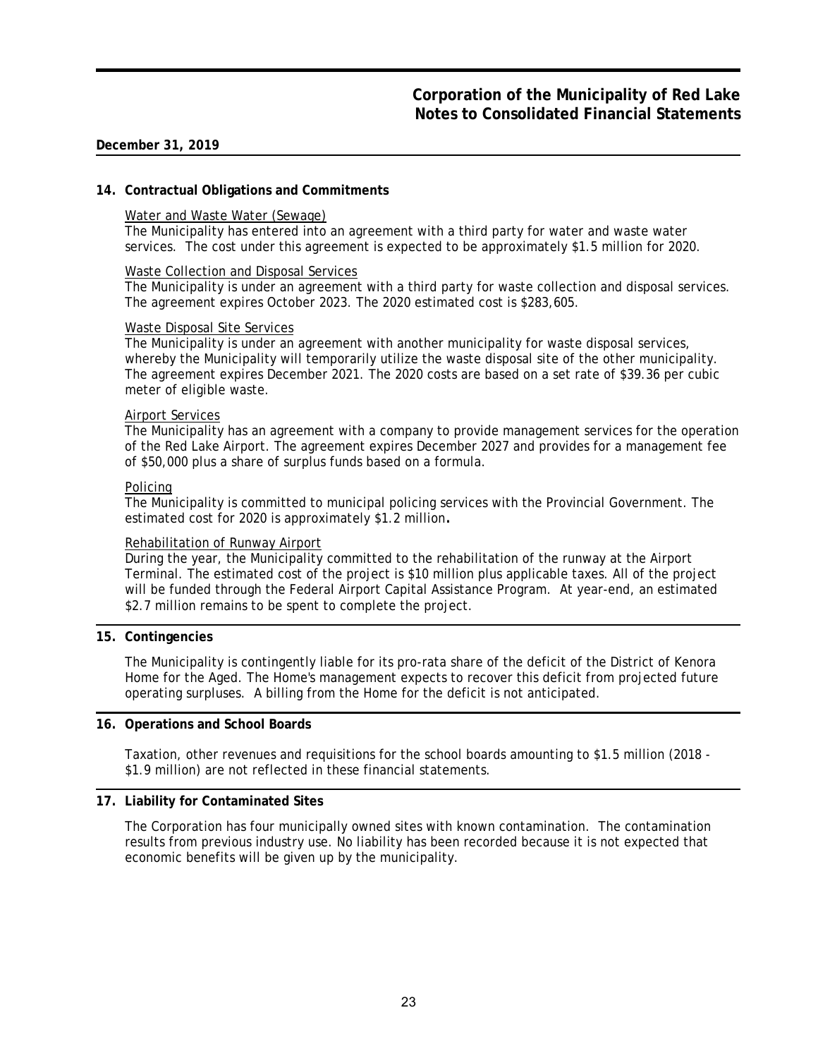**December 31, 2019**

## 14. Contractual Obligations and Commitments

Water and Waste Water (Sewage)
The Municipality has entered into an agreement with a third party for water and waste water services. The cost under this agreement is expected to be approximately $1.5 million for 2020.

Waste Collection and Disposal Services
The Municipality is under an agreement with a third party for waste collection and disposal services. The agreement expires October 2023. The 2020 estimated cost is $283,605.

Waste Disposal Site Services
The Municipality is under an agreement with another municipality for waste disposal services, whereby the Municipality will temporarily utilize the waste disposal site of the other municipality. The agreement expires December 2021. The 2020 costs are based on a set rate of $39.36 per cubic meter of eligible waste.

Airport Services
The Municipality has an agreement with a company to provide management services for the operation of the Red Lake Airport. The agreement expires December 2027 and provides for a management fee of $50,000 plus a share of surplus funds based on a formula.

Policing
The Municipality is committed to municipal policing services with the Provincial Government. The estimated cost for 2020 is approximately $1.2 million**.**

Rehabilitation of Runway Airport
During the year, the Municipality committed to the rehabilitation of the runway at the Airport Terminal. The estimated cost of the project is $10 million plus applicable taxes. All of the project will be funded through the Federal Airport Capital Assistance Program. At year-end, an estimated $2.7 million remains to be spent to complete the project.

## 15. Contingencies

The Municipality is contingently liable for its pro-rata share of the deficit of the District of Kenora Home for the Aged. The Home's management expects to recover this deficit from projected future operating surpluses. A billing from the Home for the deficit is not anticipated.

## 16. Operations and School Boards

Taxation, other revenues and requisitions for the school boards amounting to $1.5 million (2018 - $1.9 million) are not reflected in these financial statements.

## 17. Liability for Contaminated Sites

The Corporation has four municipally owned sites with known contamination. The contamination results from previous industry use. No liability has been recorded because it is not expected that economic benefits will be given up by the municipality.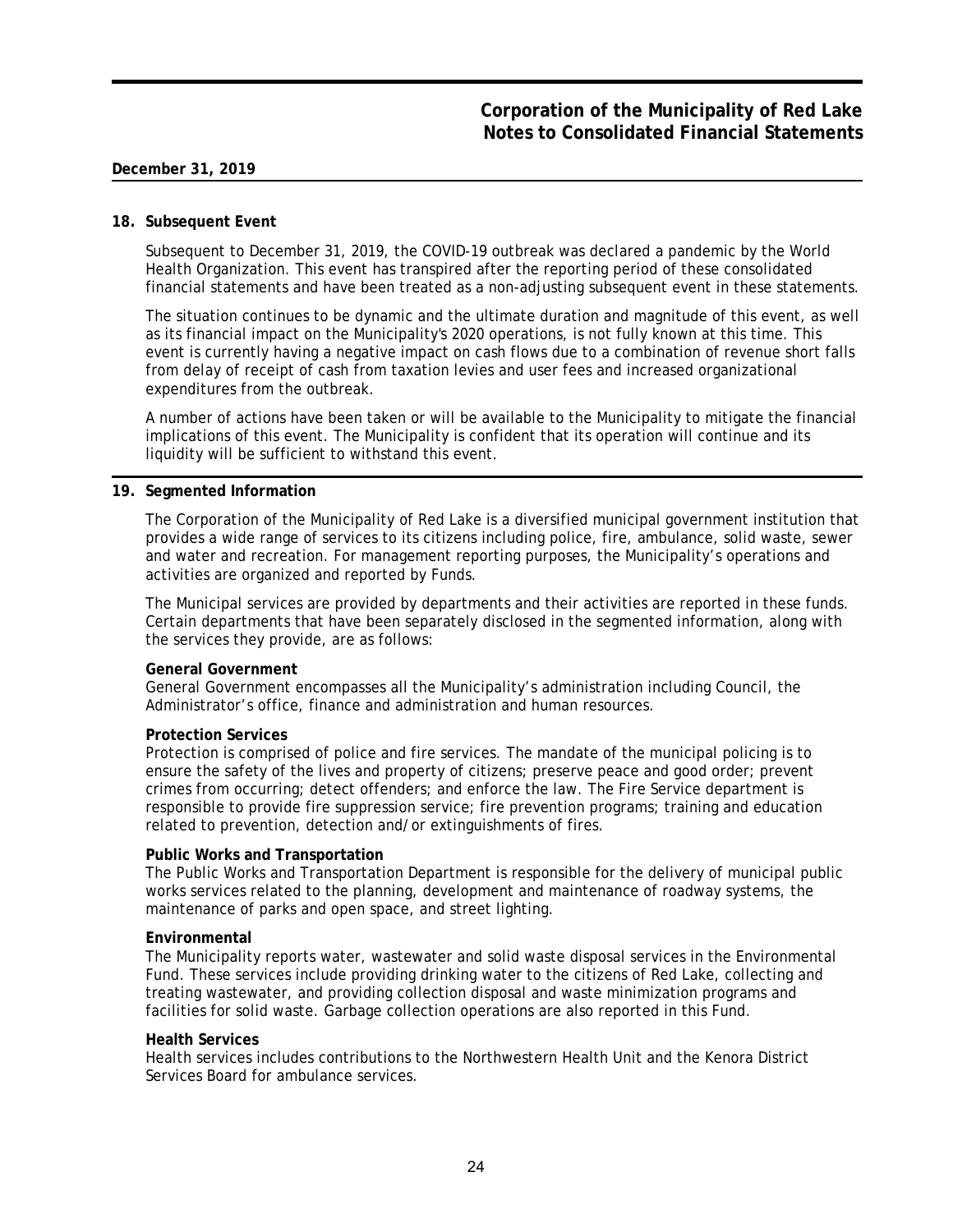**December 31, 2019**

## 18. Subsequent Event

Subsequent to December 31, 2019, the COVID-19 outbreak was declared a pandemic by the World Health Organization. This event has transpired after the reporting period of these consolidated financial statements and have been treated as a non-adjusting subsequent event in these statements.

The situation continues to be dynamic and the ultimate duration and magnitude of this event, as well as its financial impact on the Municipality's 2020 operations, is not fully known at this time. This event is currently having a negative impact on cash flows due to a combination of revenue short falls from delay of receipt of cash from taxation levies and user fees and increased organizational expenditures from the outbreak.

A number of actions have been taken or will be available to the Municipality to mitigate the financial implications of this event. The Municipality is confident that its operation will continue and its liquidity will be sufficient to withstand this event.

## 19. Segmented Information

The Corporation of the Municipality of Red Lake is a diversified municipal government institution that provides a wide range of services to its citizens including police, fire, ambulance, solid waste, sewer and water and recreation. For management reporting purposes, the Municipality's operations and activities are organized and reported by Funds.

The Municipal services are provided by departments and their activities are reported in these funds. Certain departments that have been separately disclosed in the segmented information, along with the services they provide, are as follows:

**General Government**
General Government encompasses all the Municipality's administration including Council, the Administrator's office, finance and administration and human resources.

**Protection Services**
Protection is comprised of police and fire services. The mandate of the municipal policing is to ensure the safety of the lives and property of citizens; preserve peace and good order; prevent crimes from occurring; detect offenders; and enforce the law. The Fire Service department is responsible to provide fire suppression service; fire prevention programs; training and education related to prevention, detection and/or extinguishments of fires.

**Public Works and Transportation**
The Public Works and Transportation Department is responsible for the delivery of municipal public works services related to the planning, development and maintenance of roadway systems, the maintenance of parks and open space, and street lighting.

**Environmental**
The Municipality reports water, wastewater and solid waste disposal services in the Environmental Fund. These services include providing drinking water to the citizens of Red Lake, collecting and treating wastewater, and providing collection disposal and waste minimization programs and facilities for solid waste. Garbage collection operations are also reported in this Fund.

**Health Services**
Health services includes contributions to the Northwestern Health Unit and the Kenora District Services Board for ambulance services.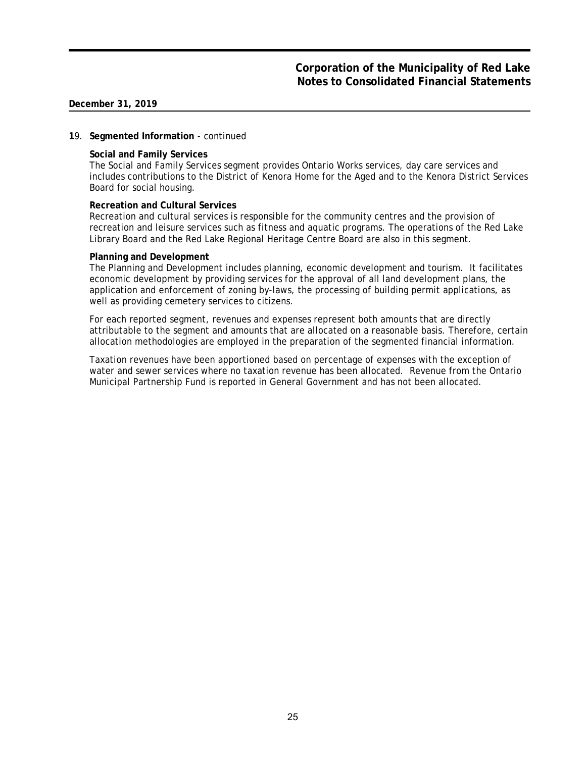**19. Segmented Information** - continued

**Social and Family Services**

The Social and Family Services segment provides Ontario Works services, day care services and includes contributions to the District of Kenora Home for the Aged and to the Kenora District Services Board for social housing.

**Recreation and Cultural Services**

Recreation and cultural services is responsible for the community centres and the provision of recreation and leisure services such as fitness and aquatic programs. The operations of the Red Lake Library Board and the Red Lake Regional Heritage Centre Board are also in this segment.

**Planning and Development**

The Planning and Development includes planning, economic development and tourism. It facilitates economic development by providing services for the approval of all land development plans, the application and enforcement of zoning by-laws, the processing of building permit applications, as well as providing cemetery services to citizens.

For each reported segment, revenues and expenses represent both amounts that are directly attributable to the segment and amounts that are allocated on a reasonable basis. Therefore, certain allocation methodologies are employed in the preparation of the segmented financial information.

Taxation revenues have been apportioned based on percentage of expenses with the exception of water and sewer services where no taxation revenue has been allocated. Revenue from the Ontario Municipal Partnership Fund is reported in General Government and has not been allocated.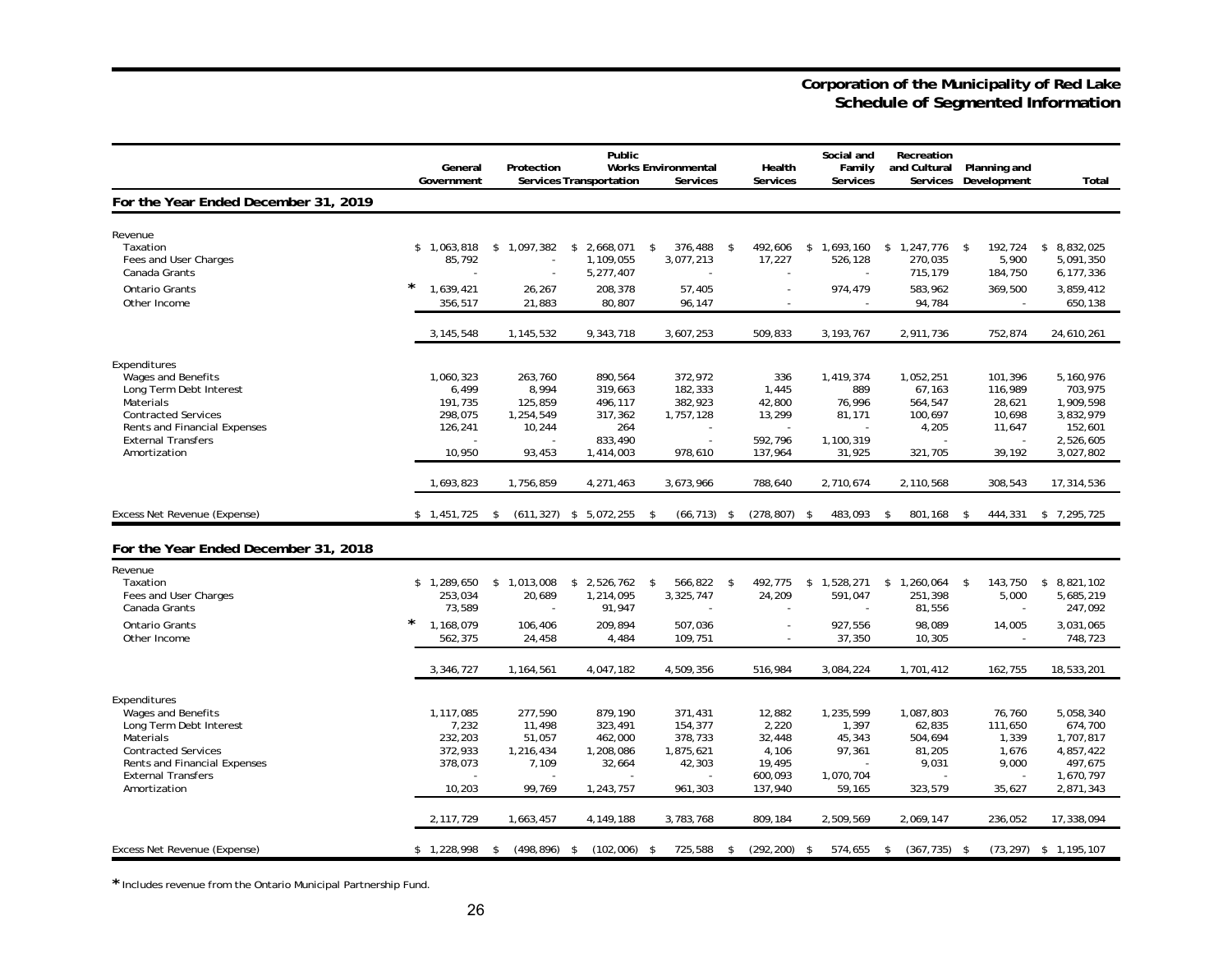# Corporation of the Municipality of Red Lake
## Schedule of Segmented Information

| | General Government | Protection Services | Public Works Transportation | Environmental Services | Health Services | Social and Family Services | Recreation and Cultural Services | Planning and Development | Total |
|---|---|---|---|---|---|---|---|---|---|
| **For the Year Ended December 31, 2019** | | | | | | | | | |
| Revenue | | | | | | | | | |
| Taxation | $ 1,063,818 | $ 1,097,382 | $ 2,668,071 | $ 376,488 | $ 492,606 | $ 1,693,160 | $ 1,247,776 | $ 192,724 | $ 8,832,025 |
| Fees and User Charges | 85,792 | - | 1,109,055 | 3,077,213 | 17,227 | 526,128 | 270,035 | 5,900 | 5,091,350 |
| Canada Grants | - | - | 5,277,407 | - | - | - | 715,179 | 184,750 | 6,177,336 |
| Ontario Grants | * 1,639,421 | 26,267 | 208,378 | 57,405 | - | 974,479 | 583,962 | 369,500 | 3,859,412 |
| Other Income | 356,517 | 21,883 | 80,807 | 96,147 | - | - | 94,784 | - | 650,138 |
| | 3,145,548 | 1,145,532 | 9,343,718 | 3,607,253 | 509,833 | 3,193,767 | 2,911,736 | 752,874 | 24,610,261 |
| Expenditures | | | | | | | | | |
| Wages and Benefits | 1,060,323 | 263,760 | 890,564 | 372,972 | 336 | 1,419,374 | 1,052,251 | 101,396 | 5,160,976 |
| Long Term Debt Interest | 6,499 | 8,994 | 319,663 | 182,333 | 1,445 | 889 | 67,163 | 116,989 | 703,975 |
| Materials | 191,735 | 125,859 | 496,117 | 382,923 | 42,800 | 76,996 | 564,547 | 28,621 | 1,909,598 |
| Contracted Services | 298,075 | 1,254,549 | 317,362 | 1,757,128 | 13,299 | 81,171 | 100,697 | 10,698 | 3,832,979 |
| Rents and Financial Expenses | 126,241 | 10,244 | 264 | - | - | - | 4,205 | 11,647 | 152,601 |
| External Transfers | - | - | 833,490 | - | 592,796 | 1,100,319 | - | - | 2,526,605 |
| Amortization | 10,950 | 93,453 | 1,414,003 | 978,610 | 137,964 | 31,925 | 321,705 | 39,192 | 3,027,802 |
| | 1,693,823 | 1,756,859 | 4,271,463 | 3,673,966 | 788,640 | 2,710,674 | 2,110,568 | 308,543 | 17,314,536 |
| Excess Net Revenue (Expense) | $ 1,451,725 | $ (611,327) | $ 5,072,255 | $ (66,713) | $ (278,807) | $ 483,093 | $ 801,168 | $ 444,331 | $ 7,295,725 |
| **For the Year Ended December 31, 2018** | | | | | | | | | |
| Revenue | | | | | | | | | |
| Taxation | $ 1,289,650 | $ 1,013,008 | $ 2,526,762 | $ 566,822 | $ 492,775 | $ 1,528,271 | $ 1,260,064 | $ 143,750 | $ 8,821,102 |
| Fees and User Charges | 253,034 | 20,689 | 1,214,095 | 3,325,747 | 24,209 | 591,047 | 251,398 | 5,000 | 5,685,219 |
| Canada Grants | 73,589 | - | 91,947 | - | - | - | 81,556 | - | 247,092 |
| Ontario Grants | * 1,168,079 | 106,406 | 209,894 | 507,036 | - | 927,556 | 98,089 | 14,005 | 3,031,065 |
| Other Income | 562,375 | 24,458 | 4,484 | 109,751 | - | 37,350 | 10,305 | - | 748,723 |
| | 3,346,727 | 1,164,561 | 4,047,182 | 4,509,356 | 516,984 | 3,084,224 | 1,701,412 | 162,755 | 18,533,201 |
| Expenditures | | | | | | | | | |
| Wages and Benefits | 1,117,085 | 277,590 | 879,190 | 371,431 | 12,882 | 1,235,599 | 1,087,803 | 76,760 | 5,058,340 |
| Long Term Debt Interest | 7,232 | 11,498 | 323,491 | 154,377 | 2,220 | 1,397 | 62,835 | 111,650 | 674,700 |
| Materials | 232,203 | 51,057 | 462,000 | 378,733 | 32,448 | 45,343 | 504,694 | 1,339 | 1,707,817 |
| Contracted Services | 372,933 | 1,216,434 | 1,208,086 | 1,875,621 | 4,106 | 97,361 | 81,205 | 1,676 | 4,857,422 |
| Rents and Financial Expenses | 378,073 | 7,109 | 32,664 | 42,303 | 19,495 | - | 9,031 | 9,000 | 497,675 |
| External Transfers | - | - | - | - | 600,093 | 1,070,704 | - | - | 1,670,797 |
| Amortization | 10,203 | 99,769 | 1,243,757 | 961,303 | 137,940 | 59,165 | 323,579 | 35,627 | 2,871,343 |
| | 2,117,729 | 1,663,457 | 4,149,188 | 3,783,768 | 809,184 | 2,509,569 | 2,069,147 | 236,052 | 17,338,094 |
| Excess Net Revenue (Expense) | $ 1,228,998 | $ (498,896) | $ (102,006) | $ 725,588 | $ (292,200) | $ 574,655 | $ (367,735) | $ (73,297) | $ 1,195,107 |

* Includes revenue from the Ontario Municipal Partnership Fund.